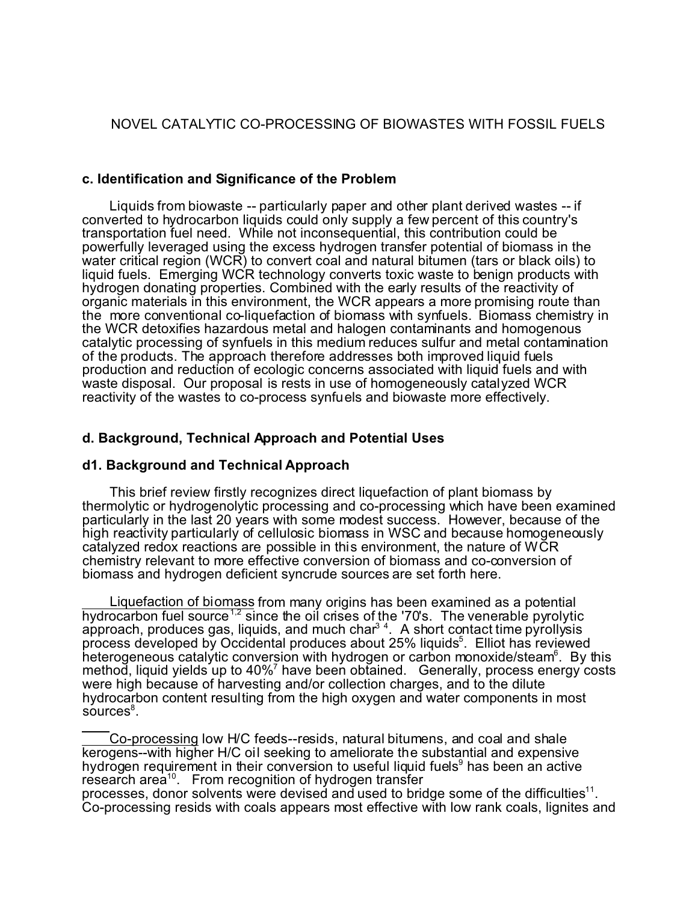NOVEL CATALYTIC CO-PROCESSING OF BIOWASTES WITH FOSSIL FUELS

### c. Identification and Significance of the Problem

Liquids from biowaste -- particularly paper and other plant derived wastes -- if converted to hydrocarbon liquids could only supply a few percent of this country's transportation fuel need. While not inconsequential, this contribution could be powerfully leveraged using the excess hydrogen transfer potential of biomass in the water critical region (WCR) to convert coal and natural bitumen (tars or black oils) to liquid fuels. Emerging WCR technology converts toxic waste to benign products with hydrogen donating properties. Combined with the early results of the reactivity of organic materials in this environment, the WCR appears a more promising route than the more conventional co-liquefaction of biomass with synfuels. Biomass chemistry in the WCR detoxifies hazardous metal and halogen contaminants and homogenous catalytic processing of synfuels in this medium reduces sulfur and metal contamination of the products. The approach therefore addresses both improved liquid fuels production and reduction of ecologic concerns associated with liquid fuels and with waste disposal. Our proposal is rests in use of homogeneously catalyzed WCR reactivity of the wastes to co-process synfuels and biowaste more effectively.

### d. Background, Technical Approach and Potential Uses

### d1. Background and Technical Approach

This brief review firstly recognizes direct liquefaction of plant biomass by thermolytic or hydrogenolytic processing and co-processing which have been examined particularly in the last 20 years with some modest success. However, because of the high reactivity particularly of cellulosic biomass in WSC and because homogeneously catalyzed redox reactions are possible in this environment, the nature of WCR chemistry relevant to more effective conversion of biomass and co-conversion of biomass and hydrogen deficient syncrude sources are set forth here.

Liquefaction of biomass from many origins has been examined as a potential hydrocarbon fuel source[1,2] since the oil crises of the '70's. The venerable pyrolytic approach, produces gas, liquids, and much char[3 4]. A short contact time pyrollysis process developed by Occidental produces about 25% liquids[5]. Elliot has reviewed heterogeneous catalytic conversion with hydrogen or carbon monoxide/steam[6]. By this method, liquid yields up to 40%[7] have been obtained. Generally, process energy costs were high because of harvesting and/or collection charges, and to the dilute hydrocarbon content resulting from the high oxygen and water components in most sources[8].

Co-processing low H/C feeds--resids, natural bitumens, and coal and shale kerogens--with higher H/C oil seeking to ameliorate the substantial and expensive hydrogen requirement in their conversion to useful liquid fuels[9] has been an active research area[10]. From recognition of hydrogen transfer processes, donor solvents were devised and used to bridge some of the difficulties[11]. Co-processing resids with coals appears most effective with low rank coals, lignites and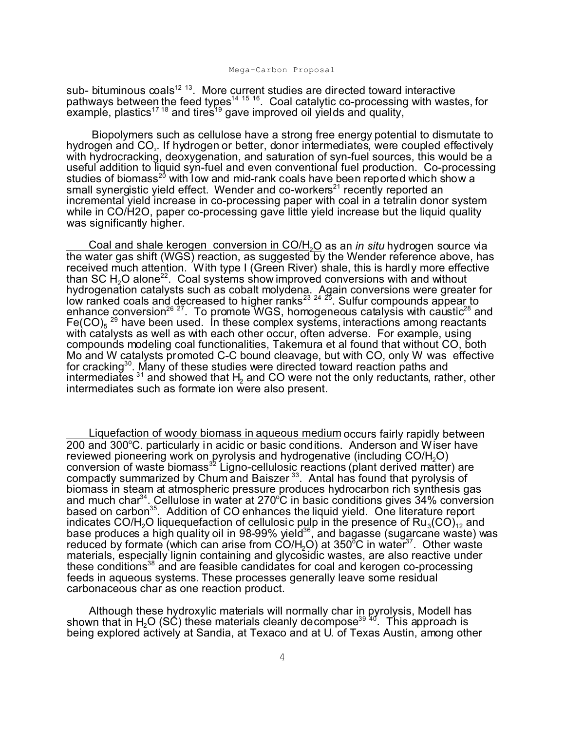sub- bituminous coals[12 13]. More current studies are directed toward interactive pathways between the feed types[14 15 16]. Coal catalytic co-processing with wastes, for example, plastics[17 18] and tires[19] gave improved oil yields and quality,

Biopolymers such as cellulose have a strong free energy potential to dismutate to hydrogen and $CO_2$. If hydrogen or better, donor intermediates, were coupled effectively with hydrocracking, deoxygenation, and saturation of syn-fuel sources, this would be a useful addition to liquid syn-fuel and even conventional fuel production. Co-processing studies of biomass[20] with low and mid-rank coals have been reported which show a small synergistic yield effect. Wender and co-workers[21] recently reported an incremental yield increase in co-processing paper with coal in a tetralin donor system while in CO/H2O, paper co-processing gave little yield increase but the liquid quality was significantly higher.

<u>Coal and shale kerogen conversion in $CO/H_2O$</u> as an *in situ* hydrogen source via the water gas shift (WGS) reaction, as suggested by the Wender reference above, has received much attention. With type I (Green River) shale, this is hardly more effective than SC $H_2O$ alone[22]. Coal systems show improved conversions with and without hydrogenation catalysts such as cobalt molydena. Again conversions were greater for low ranked coals and decreased to higher ranks[23 24 25]. Sulfur compounds appear to enhance conversion[26 27]. To promote WGS, homogeneous catalysis with caustic[28] and $Fe(CO)_5$ [29] have been used. In these complex systems, interactions among reactants with catalysts as well as with each other occur, often adverse. For example, using compounds modeling coal functionalities, Takemura et al found that without CO, both Mo and W catalysts promoted C-C bound cleavage, but with CO, only W was effective for cracking[30]. Many of these studies were directed toward reaction paths and intermediates [31] and showed that $H_2$ and CO were not the only reductants, rather, other intermediates such as formate ion were also present.

<u>Liquefaction of woody biomass in aqueous medium</u> occurs fairly rapidly between 200 and 300°C. particularly in acidic or basic conditions. Anderson and Wiser have reviewed pioneering work on pyrolysis and hydrogenative (including $CO/H_2O$) conversion of waste biomass[32] Ligno-cellulosic reactions (plant derived matter) are compactly summarized by Chum and Baiszer [33]. Antal has found that pyrolysis of biomass in steam at atmospheric pressure produces hydrocarbon rich synthesis gas and much char[34]. Cellulose in water at 270°C in basic conditions gives 34% conversion based on carbon[35]. Addition of CO enhances the liquid yield. One literature report indicates $CO/H_2O$ liquequefaction of cellulosic pulp in the presence of $Ru_3(CO)_{12}$ and base produces a high quality oil in 98-99% yield[36], and bagasse (sugarcane waste) was reduced by formate (which can arise from $CO/H_2O$) at 350°C in water[37]. Other waste materials, especially lignin containing and glycosidic wastes, are also reactive under these conditions[38] and are feasible candidates for coal and kerogen co-processing feeds in aqueous systems. These processes generally leave some residual carbonaceous char as one reaction product.

Although these hydroxylic materials will normally char in pyrolysis, Modell has shown that in $H_2O$ (SC) these materials cleanly decompose[39 40]. This approach is being explored actively at Sandia, at Texaco and at U. of Texas Austin, among other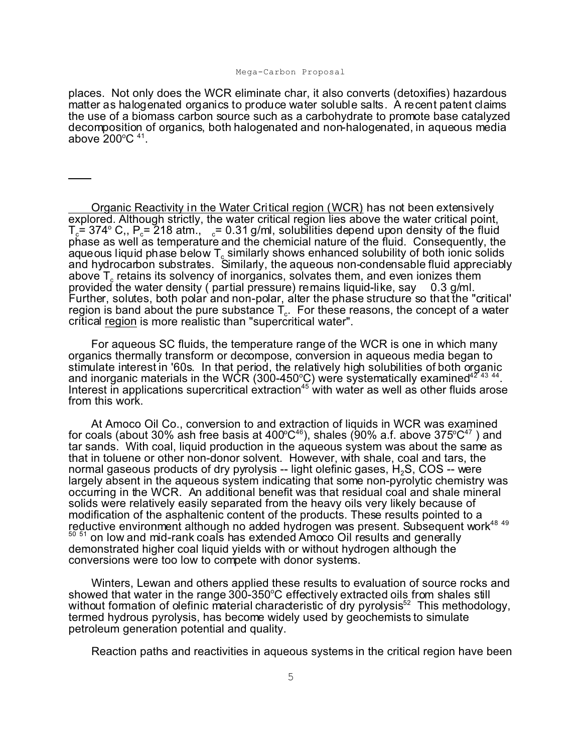places. Not only does the WCR eliminate char, it also converts (detoxifies) hazardous matter as halogenated organics to produce water soluble salts. A recent patent claims the use of a biomass carbon source such as a carbohydrate to promote base catalyzed decomposition of organics, both halogenated and non-halogenated, in aqueous media above 200°C [41].

---

<u>Organic Reactivity in the Water Critical region (WCR)</u> has not been extensively explored. Although strictly, the water critical region lies above the water critical point, $T_c$= 374° C,, $P_c$= 218 atm., $\rho_c$= 0.31 g/ml, solubilities depend upon density of the fluid phase as well as temperature and the chemicial nature of the fluid. Consequently, the aqueous liquid phase below $T_c$ similarly shows enhanced solubility of both ionic solids and hydrocarbon substrates. Similarly, the aqueous non-condensable fluid appreciably above $T_c$ retains its solvency of inorganics, solvates them, and even ionizes them provided the water density ( partial pressure) remains liquid-like, say $\geq$ 0.3 g/ml. Further, solutes, both polar and non-polar, alter the phase structure so that the "critical' region is band about the pure substance $T_c$. For these reasons, the concept of a water critical <u>region</u> is more realistic than "supercritical water".

For aqueous SC fluids, the temperature range of the WCR is one in which many organics thermally transform or decompose, conversion in aqueous media began to stimulate interest in '60s. In that period, the relatively high solubilities of both organic and inorganic materials in the WCR (300-450°C) were systematically examined[42 43 44]. Interest in applications supercritical extraction[45] with water as well as other fluids arose from this work.

At Amoco Oil Co., conversion to and extraction of liquids in WCR was examined for coals (about 30% ash free basis at 400°C[46]), shales (90% a.f. above 375°C[47] ) and tar sands. With coal, liquid production in the aqueous system was about the same as that in toluene or other non-donor solvent. However, with shale, coal and tars, the normal gaseous products of dry pyrolysis -- light olefinic gases, $H_2S$, COS -- were largely absent in the aqueous system indicating that some non-pyrolytic chemistry was occurring in the WCR. An additional benefit was that residual coal and shale mineral solids were relatively easily separated from the heavy oils very likely because of modification of the asphaltenic content of the products. These results pointed to a reductive environment although no added hydrogen was present. Subsequent work[48 49 50 51] on low and mid-rank coals has extended Amoco Oil results and generally demonstrated higher coal liquid yields with or without hydrogen although the conversions were too low to compete with donor systems.

Winters, Lewan and others applied these results to evaluation of source rocks and showed that water in the range 300-350°C effectively extracted oils from shales still without formation of olefinic material characteristic of dry pyrolysis[52] This methodology, termed hydrous pyrolysis, has become widely used by geochemists to simulate petroleum generation potential and quality.

Reaction paths and reactivities in aqueous systems in the critical region have been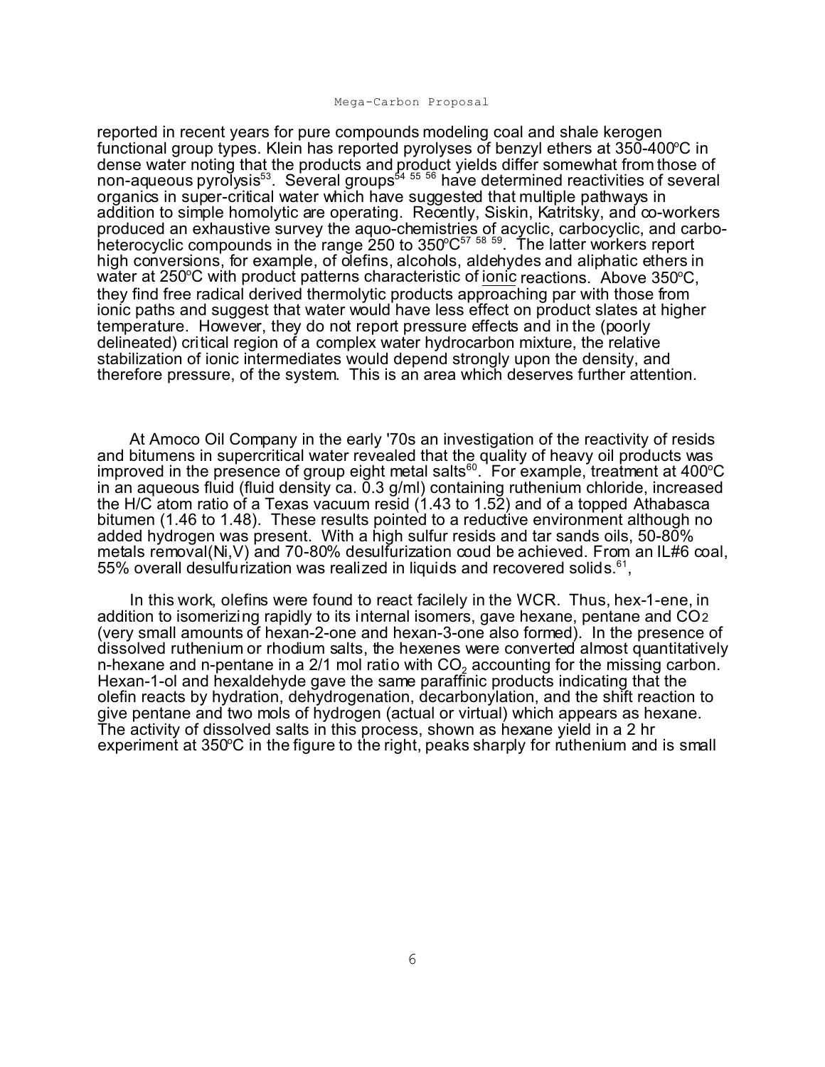reported in recent years for pure compounds modeling coal and shale kerogen functional group types. Klein has reported pyrolyses of benzyl ethers at 350-400ºC in dense water noting that the products and product yields differ somewhat from those of non-aqueous pyrolysis[53]. Several groups[54 55 56] have determined reactivities of several organics in super-critical water which have suggested that multiple pathways in addition to simple homolytic are operating. Recently, Siskin, Katritsky, and co-workers produced an exhaustive survey the aquo-chemistries of acyclic, carbocyclic, and carbo-heterocyclic compounds in the range 250 to 350ºC[57 58 59]. The latter workers report high conversions, for example, of olefins, alcohols, aldehydes and aliphatic ethers in water at 250ºC with product patterns characteristic of ionic reactions. Above 350ºC, they find free radical derived thermolytic products approaching par with those from ionic paths and suggest that water would have less effect on product slates at higher temperature. However, they do not report pressure effects and in the (poorly delineated) critical region of a complex water hydrocarbon mixture, the relative stabilization of ionic intermediates would depend strongly upon the density, and therefore pressure, of the system. This is an area which deserves further attention.

At Amoco Oil Company in the early '70s an investigation of the reactivity of resids and bitumens in supercritical water revealed that the quality of heavy oil products was improved in the presence of group eight metal salts[60]. For example, treatment at 400ºC in an aqueous fluid (fluid density ca. 0.3 g/ml) containing ruthenium chloride, increased the H/C atom ratio of a Texas vacuum resid (1.43 to 1.52) and of a topped Athabasca bitumen (1.46 to 1.48). These results pointed to a reductive environment although no added hydrogen was present. With a high sulfur resids and tar sands oils, 50-80% metals removal(Ni,V) and 70-80% desulfurization coud be achieved. From an IL#6 coal, 55% overall desulfurization was realized in liquids and recovered solids.[61],

In this work, olefins were found to react facilely in the WCR. Thus, hex-1-ene, in addition to isomerizing rapidly to its internal isomers, gave hexane, pentane and $CO_2$ (very small amounts of hexan-2-one and hexan-3-one also formed). In the presence of dissolved ruthenium or rhodium salts, the hexenes were converted almost quantitatively n-hexane and n-pentane in a 2/1 mol ratio with $CO_2$ accounting for the missing carbon. Hexan-1-ol and hexaldehyde gave the same paraffinic products indicating that the olefin reacts by hydration, dehydrogenation, decarbonylation, and the shift reaction to give pentane and two mols of hydrogen (actual or virtual) which appears as hexane. The activity of dissolved salts in this process, shown as hexane yield in a 2 hr experiment at 350ºC in the figure to the right, peaks sharply for ruthenium and is small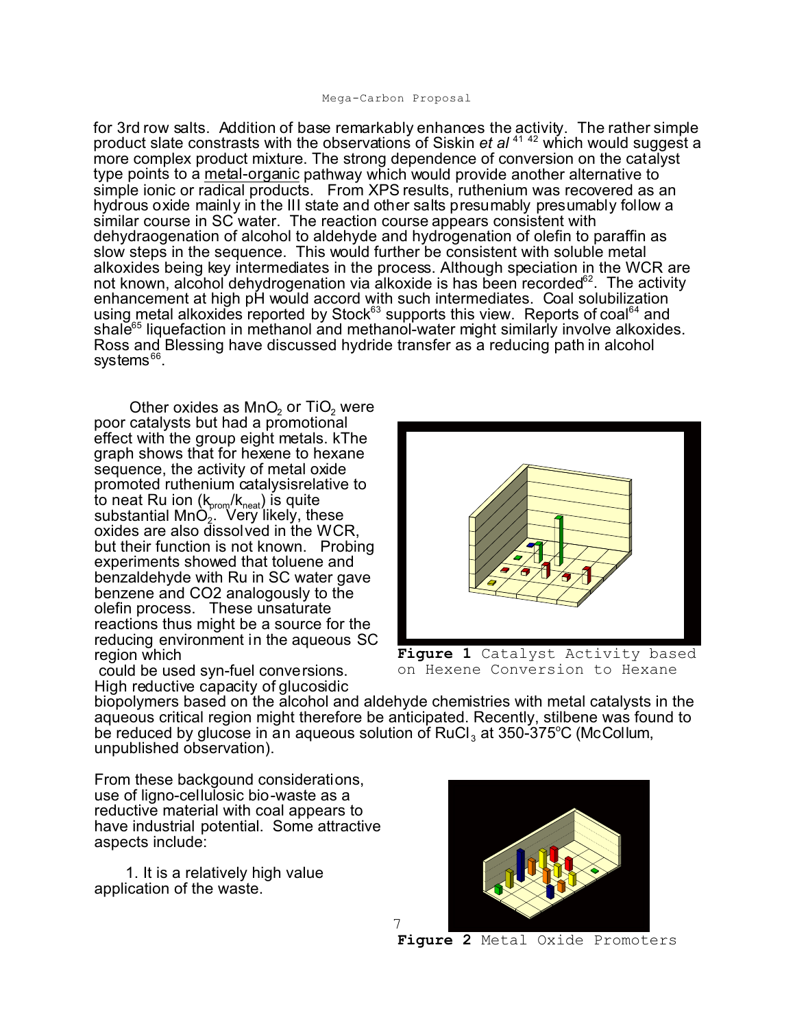for 3rd row salts. Addition of base remarkably enhances the activity. The rather simple product slate constrasts with the observations of Siskin *et al* [41] [42] which would suggest a more complex product mixture. The strong dependence of conversion on the catalyst type points to a metal-organic pathway which would provide another alternative to simple ionic or radical products. From XPS results, ruthenium was recovered as an hydrous oxide mainly in the III state and other salts presumably presumably follow a similar course in SC water. The reaction course appears consistent with dehydraogenation of alcohol to aldehyde and hydrogenation of olefin to paraffin as slow steps in the sequence. This would further be consistent with soluble metal alkoxides being key intermediates in the process. Although speciation in the WCR are not known, alcohol dehydrogenation via alkoxide is has been recorded[62]. The activity enhancement at high pH would accord with such intermediates. Coal solubilization using metal alkoxides reported by Stock[63] supports this view. Reports of coal[64] and shale[65] liquefaction in methanol and methanol-water might similarly involve alkoxides. Ross and Blessing have discussed hydride transfer as a reducing path in alcohol systems[66].

Other oxides as $MnO_2$ or $TiO_2$ were poor catalysts but had a promotional effect with the group eight metals. kThe graph shows that for hexene to hexane sequence, the activity of metal oxide promoted ruthenium catalysisrelative to to neat Ru ion ($k_{prom}/k_{neat}$) is quite substantial $MnO_2$. Very likely, these oxides are also dissolved in the WCR, but their function is not known. Probing experiments showed that toluene and benzaldehyde with Ru in SC water gave benzene and CO2 analogously to the olefin process. These unsaturate reactions thus might be a source for the reducing environment in the aqueous SC region which could be used syn-fuel conversions. High reductive capacity of glucosidic biopolymers based on the alcohol and aldehyde chemistries with metal catalysts in the aqueous critical region might therefore be anticipated. Recently, stilbene was found to be reduced by glucose in an aqueous solution of $RuCl_3$ at 350-375°C (McCollum, unpublished observation).

**Figure 1** Catalyst Activity based on Hexene Conversion to Hexane

From these backgound considerations, use of ligno-cellulosic bio-waste as a reductive material with coal appears to have industrial potential. Some attractive aspects include:

1. It is a relatively high value application of the waste.

**Figure 2** Metal Oxide Promoters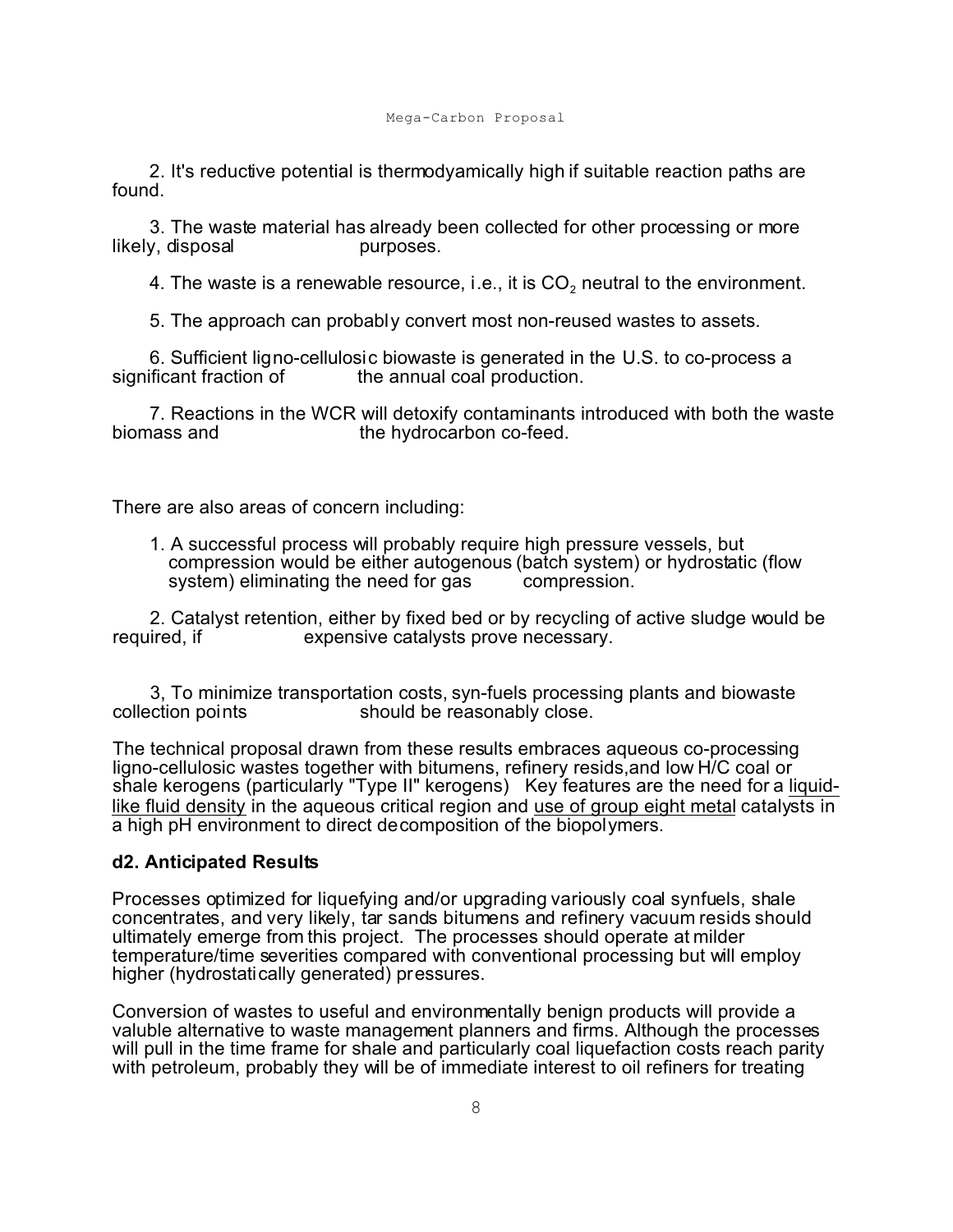2. It's reductive potential is thermodyamically high if suitable reaction paths are found.

3. The waste material has already been collected for other processing or more likely, disposal purposes.

4. The waste is a renewable resource, i.e., it is $CO_2$ neutral to the environment.

5. The approach can probably convert most non-reused wastes to assets.

6. Sufficient ligno-cellulosic biowaste is generated in the U.S. to co-process a significant fraction of the annual coal production.

7. Reactions in the WCR will detoxify contaminants introduced with both the waste biomass and the hydrocarbon co-feed.

There are also areas of concern including:

1. A successful process will probably require high pressure vessels, but compression would be either autogenous (batch system) or hydrostatic (flow system) eliminating the need for gas compression.

2. Catalyst retention, either by fixed bed or by recycling of active sludge would be required, if expensive catalysts prove necessary.

3, To minimize transportation costs, syn-fuels processing plants and biowaste collection points should be reasonably close.

The technical proposal drawn from these results embraces aqueous co-processing ligno-cellulosic wastes together with bitumens, refinery resids,and low H/C coal or shale kerogens (particularly "Type II" kerogens) Key features are the need for a liquid-like fluid density in the aqueous critical region and use of group eight metal catalysts in a high pH environment to direct decomposition of the biopolymers.

### d2. Anticipated Results

Processes optimized for liquefying and/or upgrading variously coal synfuels, shale concentrates, and very likely, tar sands bitumens and refinery vacuum resids should ultimately emerge from this project. The processes should operate at milder temperature/time severities compared with conventional processing but will employ higher (hydrostatically generated) pressures.

Conversion of wastes to useful and environmentally benign products will provide a valuble alternative to waste management planners and firms. Although the processes will pull in the time frame for shale and particularly coal liquefaction costs reach parity with petroleum, probably they will be of immediate interest to oil refiners for treating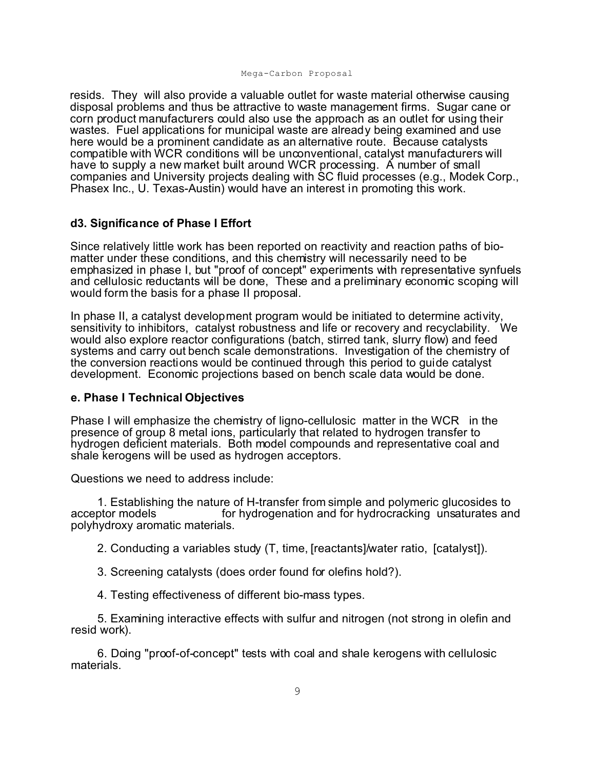resids. They will also provide a valuable outlet for waste material otherwise causing disposal problems and thus be attractive to waste management firms. Sugar cane or corn product manufacturers could also use the approach as an outlet for using their wastes. Fuel applications for municipal waste are already being examined and use here would be a prominent candidate as an alternative route. Because catalysts compatible with WCR conditions will be unconventional, catalyst manufacturers will have to supply a new market built around WCR processing. A number of small companies and University projects dealing with SC fluid processes (e.g., Modek Corp., Phasex Inc., U. Texas-Austin) would have an interest in promoting this work.

### d3. Significance of Phase I Effort

Since relatively little work has been reported on reactivity and reaction paths of bio-matter under these conditions, and this chemistry will necessarily need to be emphasized in phase I, but "proof of concept" experiments with representative synfuels and cellulosic reductants will be done, These and a preliminary economic scoping will would form the basis for a phase II proposal.

In phase II, a catalyst development program would be initiated to determine activity, sensitivity to inhibitors, catalyst robustness and life or recovery and recyclability. We would also explore reactor configurations (batch, stirred tank, slurry flow) and feed systems and carry out bench scale demonstrations. Investigation of the chemistry of the conversion reactions would be continued through this period to guide catalyst development. Economic projections based on bench scale data would be done.

### e. Phase I Technical Objectives

Phase I will emphasize the chemistry of ligno-cellulosic matter in the WCR in the presence of group 8 metal ions, particularly that related to hydrogen transfer to hydrogen deficient materials. Both model compounds and representative coal and shale kerogens will be used as hydrogen acceptors.

Questions we need to address include:

1. Establishing the nature of H-transfer from simple and polymeric glucosides to acceptor models for hydrogenation and for hydrocracking unsaturates and polyhydroxy aromatic materials.

2. Conducting a variables study (T, time, [reactants]/water ratio, [catalyst]).

3. Screening catalysts (does order found for olefins hold?).

4. Testing effectiveness of different bio-mass types.

5. Examining interactive effects with sulfur and nitrogen (not strong in olefin and resid work).

6. Doing "proof-of-concept" tests with coal and shale kerogens with cellulosic materials.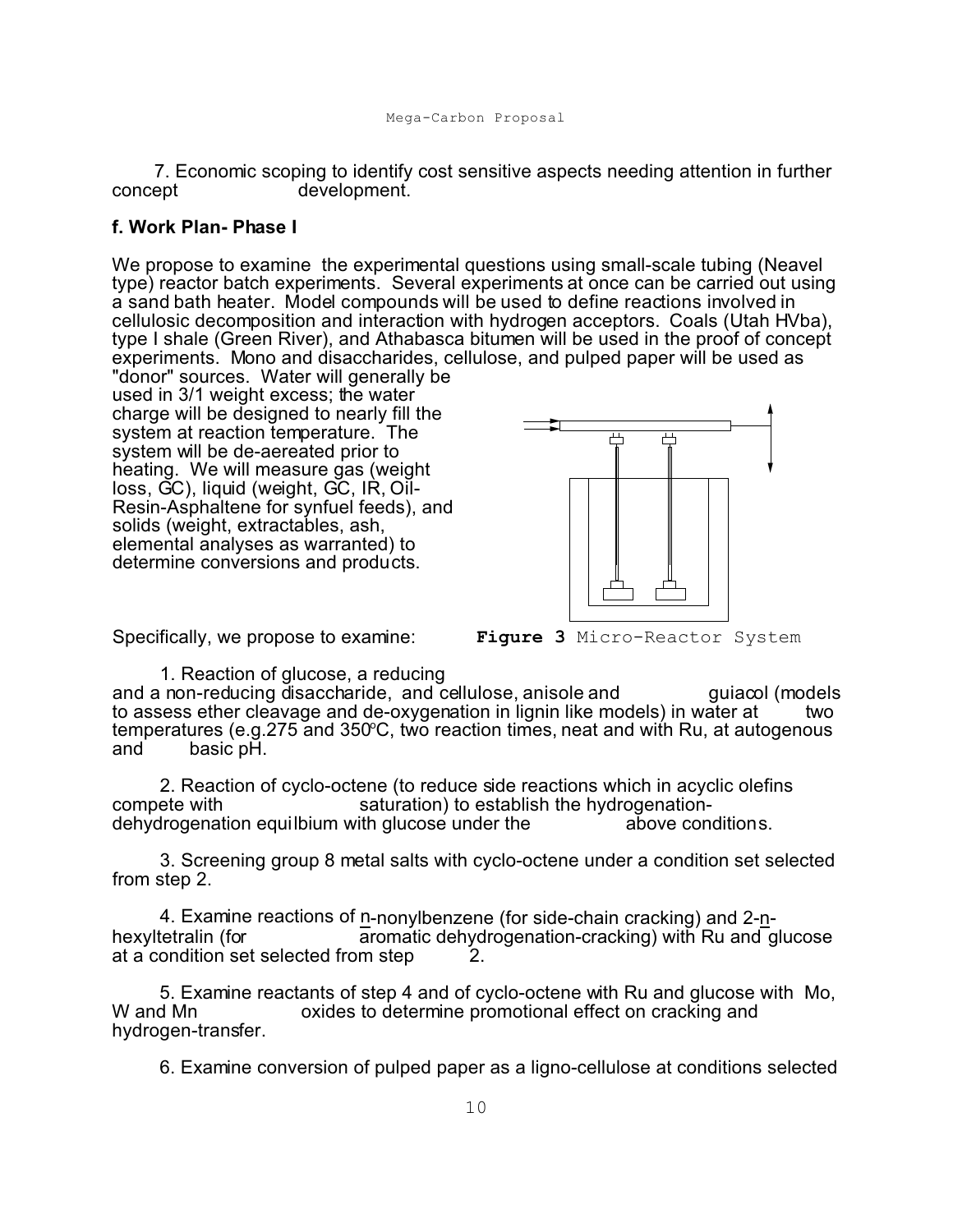7. Economic scoping to identify cost sensitive aspects needing attention in further concept development.

**f. Work Plan- Phase I**

We propose to examine the experimental questions using small-scale tubing (Neavel type) reactor batch experiments. Several experiments at once can be carried out using a sand bath heater. Model compounds will be used to define reactions involved in cellulosic decomposition and interaction with hydrogen acceptors. Coals (Utah HVba), type I shale (Green River), and Athabasca bitumen will be used in the proof of concept experiments. Mono and disaccharides, cellulose, and pulped paper will be used as "donor" sources. Water will generally be used in 3/1 weight excess; the water charge will be designed to nearly fill the system at reaction temperature. The system will be de-aereated prior to heating. We will measure gas (weight loss, GC), liquid (weight, GC, IR, Oil-Resin-Asphaltene for synfuel feeds), and solids (weight, extractables, ash, elemental analyses as warranted) to determine conversions and products.

**Figure 3** Micro-Reactor System

Specifically, we propose to examine:

1. Reaction of glucose, a reducing and a non-reducing disaccharide, and cellulose, anisole and guiacol (models to assess ether cleavage and de-oxygenation in lignin like models) in water at two temperatures (e.g.275 and 350ºC, two reaction times, neat and with Ru, at autogenous and basic pH.

2. Reaction of cyclo-octene (to reduce side reactions which in acyclic olefins compete with saturation) to establish the hydrogenation-dehydrogenation equilbium with glucose under the above conditions.

3. Screening group 8 metal salts with cyclo-octene under a condition set selected from step 2.

4. Examine reactions of n-nonylbenzene (for side-chain cracking) and 2-n-hexyltetralin (for aromatic dehydrogenation-cracking) with Ru and glucose at a condition set selected from step 2.

5. Examine reactants of step 4 and of cyclo-octene with Ru and glucose with Mo, W and Mn oxides to determine promotional effect on cracking and hydrogen-transfer.

6. Examine conversion of pulped paper as a ligno-cellulose at conditions selected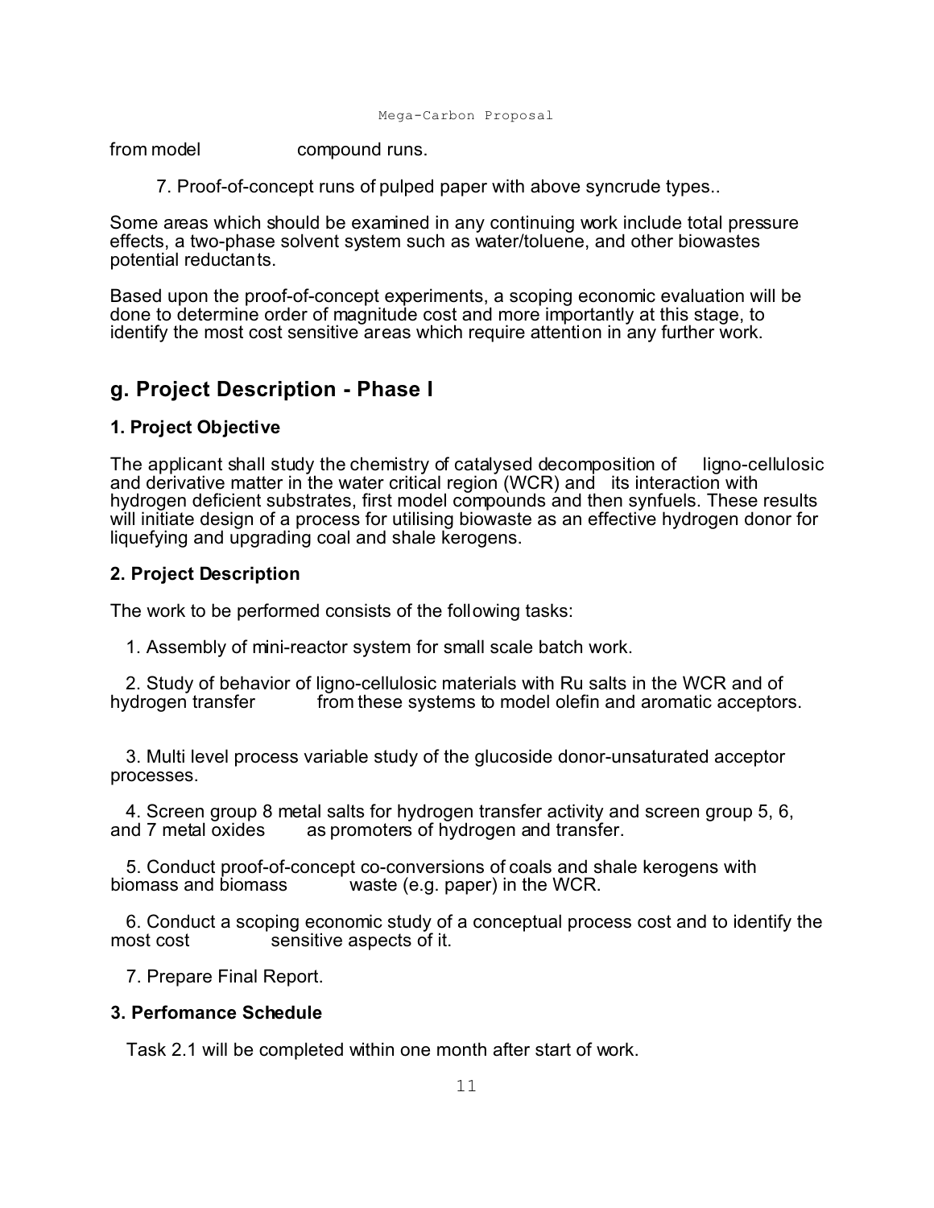from model compound runs.

7. Proof-of-concept runs of pulped paper with above syncrude types..

Some areas which should be examined in any continuing work include total pressure effects, a two-phase solvent system such as water/toluene, and other biowastes potential reductants.

Based upon the proof-of-concept experiments, a scoping economic evaluation will be done to determine order of magnitude cost and more importantly at this stage, to identify the most cost sensitive areas which require attention in any further work.

## g. Project Description - Phase I

### 1. Project Objective

The applicant shall study the chemistry of catalysed decomposition of ligno-cellulosic and derivative matter in the water critical region (WCR) and its interaction with hydrogen deficient substrates, first model compounds and then synfuels. These results will initiate design of a process for utilising biowaste as an effective hydrogen donor for liquefying and upgrading coal and shale kerogens.

### 2. Project Description

The work to be performed consists of the following tasks:

1. Assembly of mini-reactor system for small scale batch work.

2. Study of behavior of ligno-cellulosic materials with Ru salts in the WCR and of hydrogen transfer from these systems to model olefin and aromatic acceptors.

3. Multi level process variable study of the glucoside donor-unsaturated acceptor processes.

4. Screen group 8 metal salts for hydrogen transfer activity and screen group 5, 6, and 7 metal oxides as promoters of hydrogen and transfer.

5. Conduct proof-of-concept co-conversions of coals and shale kerogens with biomass and biomass waste (e.g. paper) in the WCR.

6. Conduct a scoping economic study of a conceptual process cost and to identify the most cost sensitive aspects of it.

7. Prepare Final Report.

### 3. Perfomance Schedule

Task 2.1 will be completed within one month after start of work.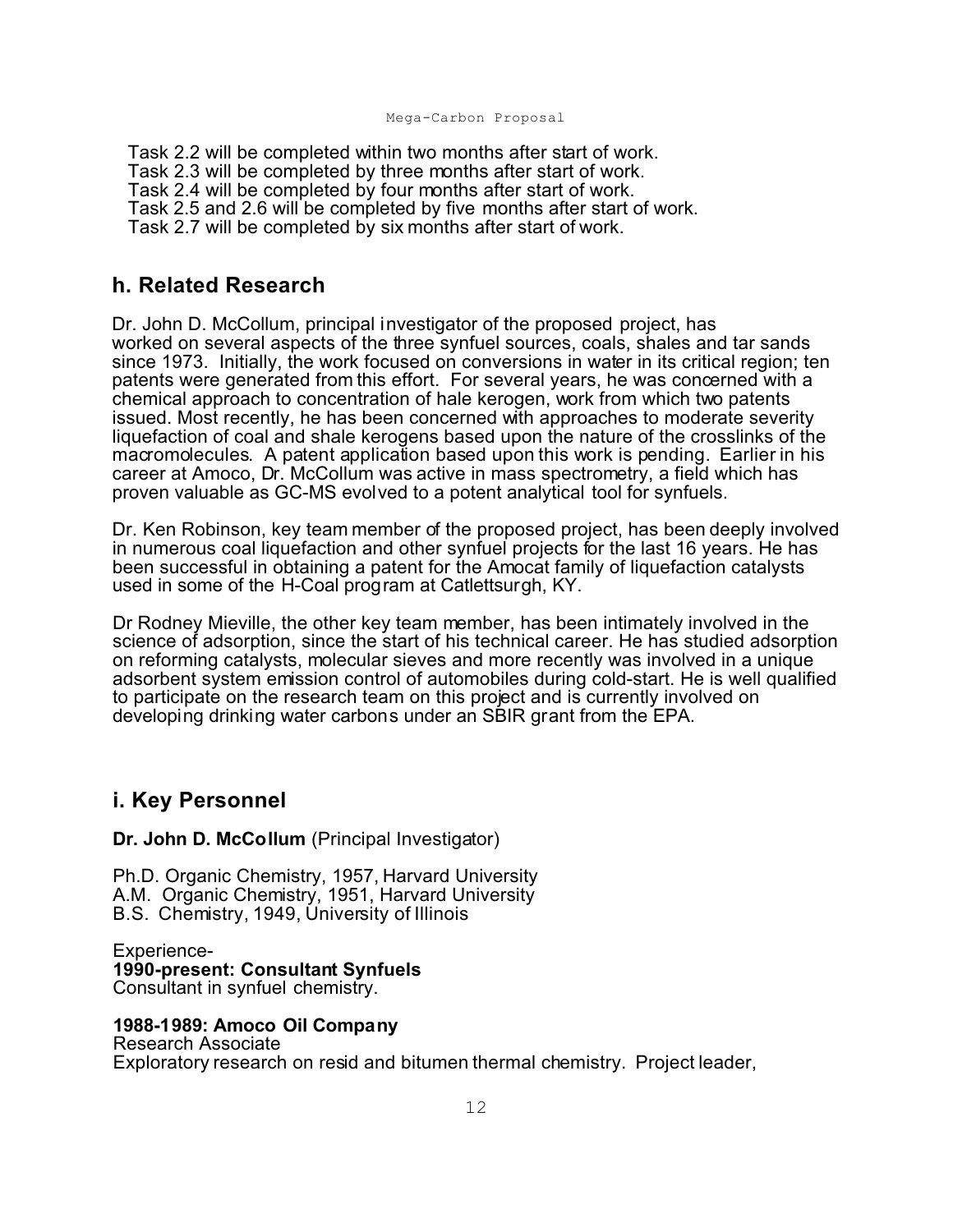Task 2.2 will be completed within two months after start of work.
Task 2.3 will be completed by three months after start of work.
Task 2.4 will be completed by four months after start of work.
Task 2.5 and 2.6 will be completed by five months after start of work.
Task 2.7 will be completed by six months after start of work.

## h. Related Research

Dr. John D. McCollum, principal investigator of the proposed project, has worked on several aspects of the three synfuel sources, coals, shales and tar sands since 1973. Initially, the work focused on conversions in water in its critical region; ten patents were generated from this effort. For several years, he was concerned with a chemical approach to concentration of hale kerogen, work from which two patents issued. Most recently, he has been concerned with approaches to moderate severity liquefaction of coal and shale kerogens based upon the nature of the crosslinks of the macromolecules. A patent application based upon this work is pending. Earlier in his career at Amoco, Dr. McCollum was active in mass spectrometry, a field which has proven valuable as GC-MS evolved to a potent analytical tool for synfuels.

Dr. Ken Robinson, key team member of the proposed project, has been deeply involved in numerous coal liquefaction and other synfuel projects for the last 16 years. He has been successful in obtaining a patent for the Amocat family of liquefaction catalysts used in some of the H-Coal program at Catlettsurgh, KY.

Dr Rodney Mieville, the other key team member, has been intimately involved in the science of adsorption, since the start of his technical career. He has studied adsorption on reforming catalysts, molecular sieves and more recently was involved in a unique adsorbent system emission control of automobiles during cold-start. He is well qualified to participate on the research team on this project and is currently involved on developing drinking water carbons under an SBIR grant from the EPA.

## i. Key Personnel

**Dr. John D. McCollum** (Principal Investigator)

Ph.D. Organic Chemistry, 1957, Harvard University
A.M. Organic Chemistry, 1951, Harvard University
B.S. Chemistry, 1949, University of Illinois

Experience-
**1990-present: Consultant Synfuels**
Consultant in synfuel chemistry.

**1988-1989: Amoco Oil Company**
Research Associate
Exploratory research on resid and bitumen thermal chemistry. Project leader,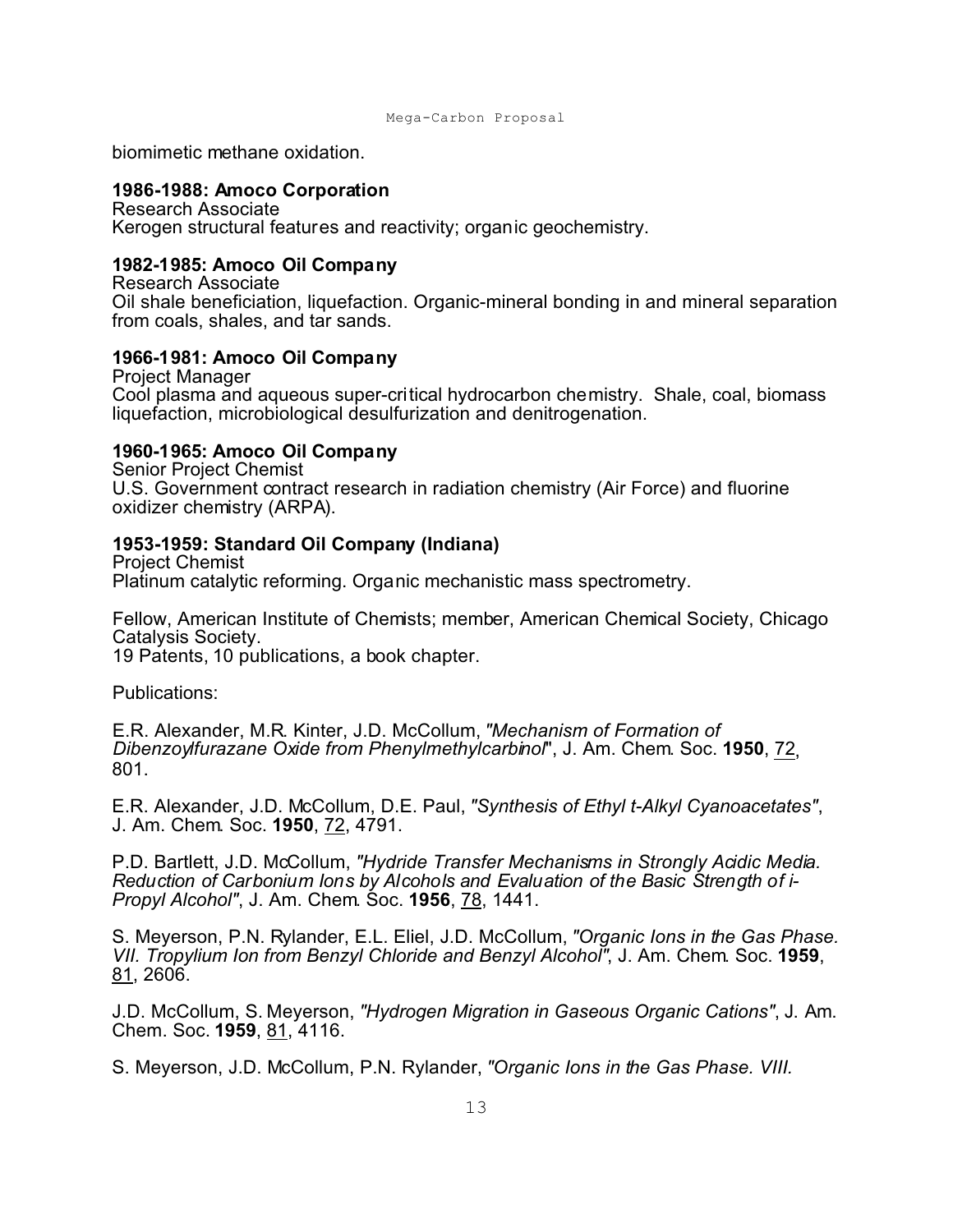biomimetic methane oxidation.

**1986-1988: Amoco Corporation**
Research Associate
Kerogen structural features and reactivity; organic geochemistry.

**1982-1985: Amoco Oil Company**
Research Associate
Oil shale beneficiation, liquefaction. Organic-mineral bonding in and mineral separation from coals, shales, and tar sands.

**1966-1981: Amoco Oil Company**
Project Manager
Cool plasma and aqueous super-critical hydrocarbon chemistry. Shale, coal, biomass liquefaction, microbiological desulfurization and denitrogenation.

**1960-1965: Amoco Oil Company**
Senior Project Chemist
U.S. Government contract research in radiation chemistry (Air Force) and fluorine oxidizer chemistry (ARPA).

**1953-1959: Standard Oil Company (Indiana)**
Project Chemist
Platinum catalytic reforming. Organic mechanistic mass spectrometry.

Fellow, American Institute of Chemists; member, American Chemical Society, Chicago Catalysis Society.
19 Patents, 10 publications, a book chapter.

Publications:

E.R. Alexander, M.R. Kinter, J.D. McCollum, *"Mechanism of Formation of Dibenzoylfurazane Oxide from Phenylmethylcarbinol"*, J. Am. Chem. Soc. **1950**, 72, 801.

E.R. Alexander, J.D. McCollum, D.E. Paul, *"Synthesis of Ethyl t-Alkyl Cyanoacetates"*, J. Am. Chem. Soc. **1950**, 72, 4791.

P.D. Bartlett, J.D. McCollum, *"Hydride Transfer Mechanisms in Strongly Acidic Media. Reduction of Carbonium Ions by Alcohols and Evaluation of the Basic Strength of i-Propyl Alcohol"*, J. Am. Chem. Soc. **1956**, 78, 1441.

S. Meyerson, P.N. Rylander, E.L. Eliel, J.D. McCollum, *"Organic Ions in the Gas Phase. VII. Tropylium Ion from Benzyl Chloride and Benzyl Alcohol"*, J. Am. Chem. Soc. **1959**, 81, 2606.

J.D. McCollum, S. Meyerson, *"Hydrogen Migration in Gaseous Organic Cations"*, J. Am. Chem. Soc. **1959**, 81, 4116.

S. Meyerson, J.D. McCollum, P.N. Rylander, *"Organic Ions in the Gas Phase. VIII.*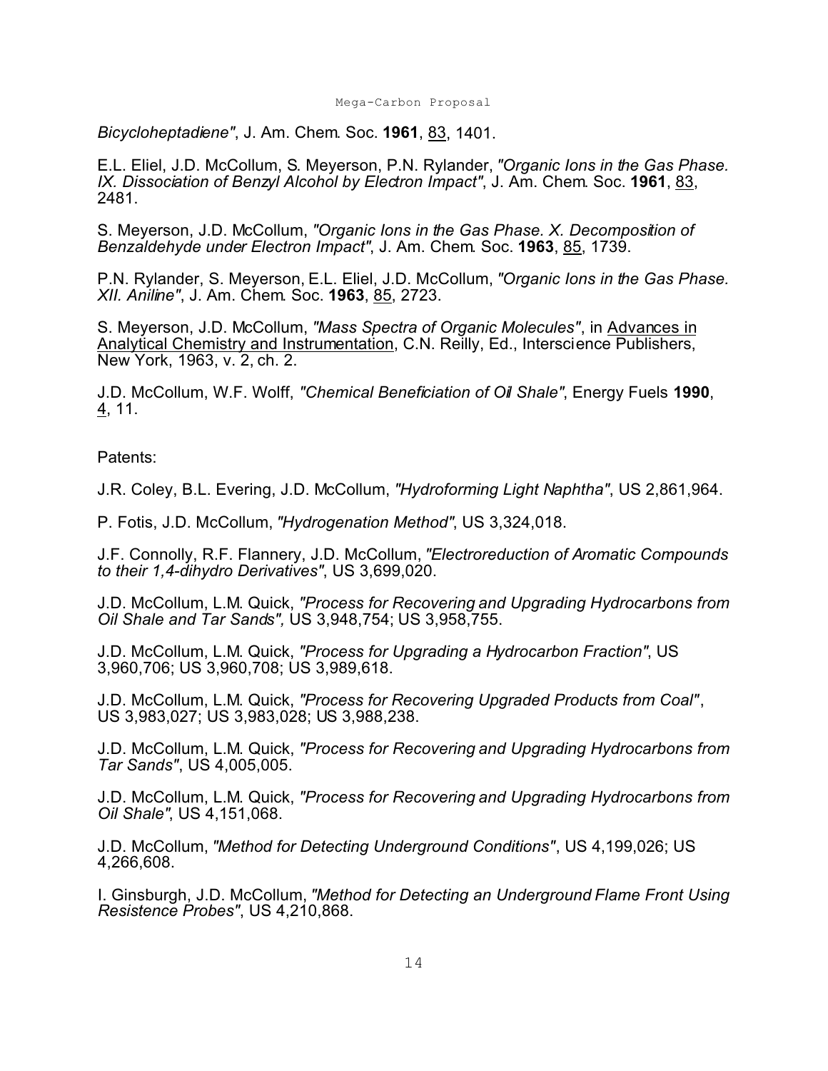*Bicycloheptadiene"*, J. Am. Chem. Soc. **1961**, 83, 1401.

E.L. Eliel, J.D. McCollum, S. Meyerson, P.N. Rylander, *"Organic Ions in the Gas Phase. IX. Dissociation of Benzyl Alcohol by Electron Impact"*, J. Am. Chem. Soc. **1961**, 83, 2481.

S. Meyerson, J.D. McCollum, *"Organic Ions in the Gas Phase. X. Decomposition of Benzaldehyde under Electron Impact"*, J. Am. Chem. Soc. **1963**, 85, 1739.

P.N. Rylander, S. Meyerson, E.L. Eliel, J.D. McCollum, *"Organic Ions in the Gas Phase. XII. Aniline"*, J. Am. Chem. Soc. **1963**, 85, 2723.

S. Meyerson, J.D. McCollum, *"Mass Spectra of Organic Molecules"*, in Advances in Analytical Chemistry and Instrumentation, C.N. Reilly, Ed., Interscience Publishers, New York, 1963, v. 2, ch. 2.

J.D. McCollum, W.F. Wolff, *"Chemical Beneficiation of Oil Shale"*, Energy Fuels **1990**, 4, 11.

Patents:

J.R. Coley, B.L. Evering, J.D. McCollum, *"Hydroforming Light Naphtha"*, US 2,861,964.

P. Fotis, J.D. McCollum, *"Hydrogenation Method"*, US 3,324,018.

J.F. Connolly, R.F. Flannery, J.D. McCollum, *"Electroreduction of Aromatic Compounds to their 1,4-dihydro Derivatives"*, US 3,699,020.

J.D. McCollum, L.M. Quick, *"Process for Recovering and Upgrading Hydrocarbons from Oil Shale and Tar Sands"*, US 3,948,754; US 3,958,755.

J.D. McCollum, L.M. Quick, *"Process for Upgrading a Hydrocarbon Fraction"*, US 3,960,706; US 3,960,708; US 3,989,618.

J.D. McCollum, L.M. Quick, *"Process for Recovering Upgraded Products from Coal"*, US 3,983,027; US 3,983,028; US 3,988,238.

J.D. McCollum, L.M. Quick, *"Process for Recovering and Upgrading Hydrocarbons from Tar Sands"*, US 4,005,005.

J.D. McCollum, L.M. Quick, *"Process for Recovering and Upgrading Hydrocarbons from Oil Shale"*, US 4,151,068.

J.D. McCollum, *"Method for Detecting Underground Conditions"*, US 4,199,026; US 4,266,608.

I. Ginsburgh, J.D. McCollum, *"Method for Detecting an Underground Flame Front Using Resistence Probes"*, US 4,210,868.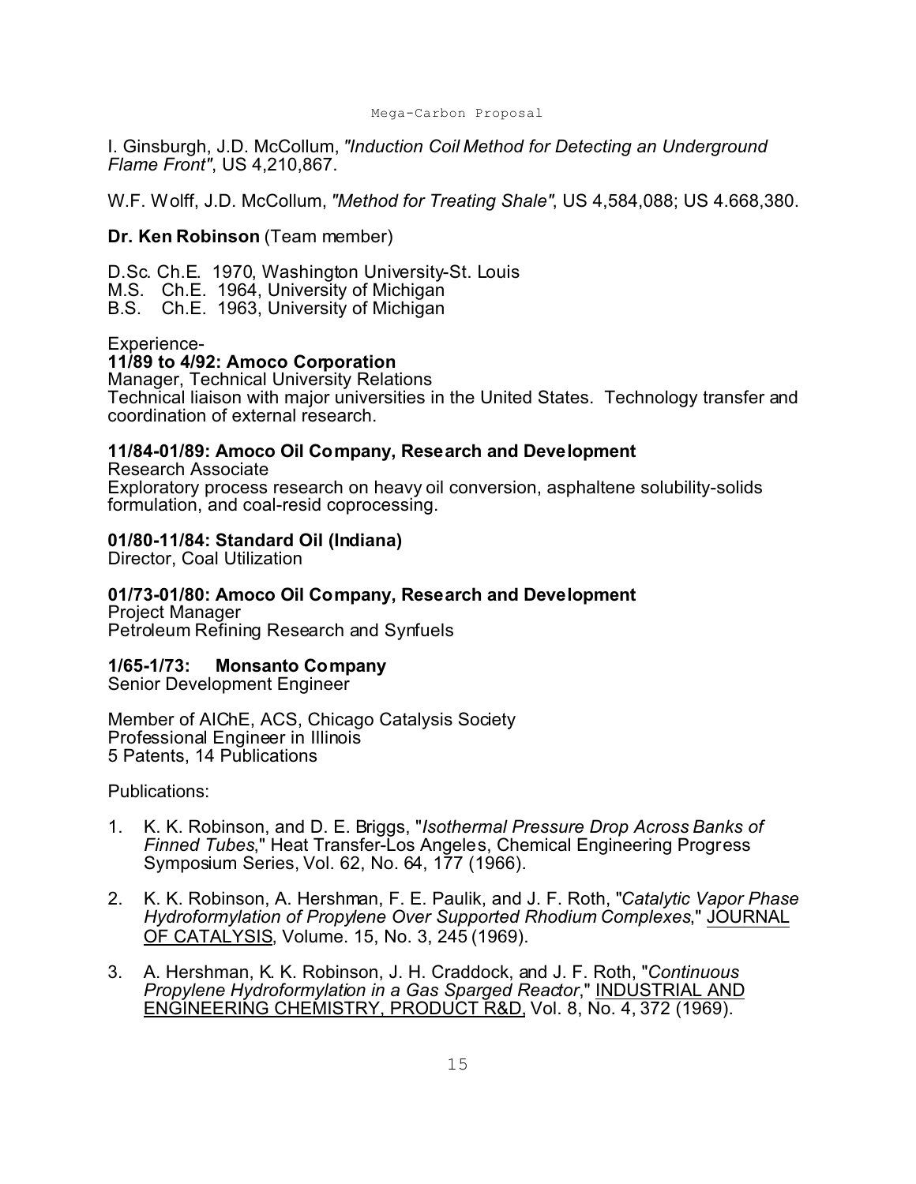I. Ginsburgh, J.D. McCollum, *"Induction Coil Method for Detecting an Underground Flame Front"*, US 4,210,867.

W.F. Wolff, J.D. McCollum, *"Method for Treating Shale"*, US 4,584,088; US 4.668,380.

**Dr. Ken Robinson** (Team member)

D.Sc. Ch.E. 1970, Washington University-St. Louis
M.S. Ch.E. 1964, University of Michigan
B.S. Ch.E. 1963, University of Michigan

Experience-

**11/89 to 4/92: Amoco Corporation**
Manager, Technical University Relations
Technical liaison with major universities in the United States. Technology transfer and coordination of external research.

**11/84-01/89: Amoco Oil Company, Research and Development**
Research Associate
Exploratory process research on heavy oil conversion, asphaltene solubility-solids formulation, and coal-resid coprocessing.

**01/80-11/84: Standard Oil (Indiana)**
Director, Coal Utilization

**01/73-01/80: Amoco Oil Company, Research and Development**
Project Manager
Petroleum Refining Research and Synfuels

**1/65-1/73: Monsanto Company**
Senior Development Engineer

Member of AIChE, ACS, Chicago Catalysis Society
Professional Engineer in Illinois
5 Patents, 14 Publications

Publications:

1. K. K. Robinson, and D. E. Briggs, "*Isothermal Pressure Drop Across Banks of Finned Tubes*," Heat Transfer-Los Angeles, Chemical Engineering Progress Symposium Series, Vol. 62, No. 64, 177 (1966).

2. K. K. Robinson, A. Hershman, F. E. Paulik, and J. F. Roth, "*Catalytic Vapor Phase Hydroformylation of Propylene Over Supported Rhodium Complexes*," JOURNAL OF CATALYSIS, Volume. 15, No. 3, 245 (1969).

3. A. Hershman, K. K. Robinson, J. H. Craddock, and J. F. Roth, "*Continuous Propylene Hydroformylation in a Gas Sparged Reactor*," INDUSTRIAL AND ENGINEERING CHEMISTRY, PRODUCT R&D, Vol. 8, No. 4, 372 (1969).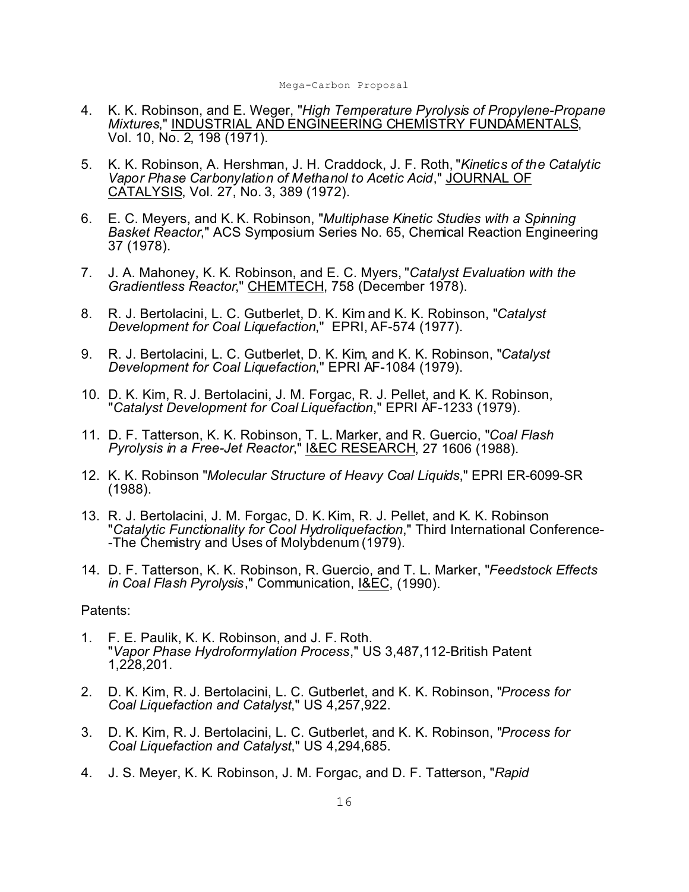4. K. K. Robinson, and E. Weger, "*High Temperature Pyrolysis of Propylene-Propane Mixtures*," <u>INDUSTRIAL AND ENGINEERING CHEMISTRY FUNDAMENTALS</u>, Vol. 10, No. 2, 198 (1971).

5. K. K. Robinson, A. Hershman, J. H. Craddock, J. F. Roth, "*Kinetics of the Catalytic Vapor Phase Carbonylation of Methanol to Acetic Acid*," <u>JOURNAL OF CATALYSIS</u>, Vol. 27, No. 3, 389 (1972).

6. E. C. Meyers, and K. K. Robinson, "*Multiphase Kinetic Studies with a Spinning Basket Reactor*," ACS Symposium Series No. 65, Chemical Reaction Engineering 37 (1978).

7. J. A. Mahoney, K. K. Robinson, and E. C. Myers, "*Catalyst Evaluation with the Gradientless Reactor*," <u>CHEMTECH</u>, 758 (December 1978).

8. R. J. Bertolacini, L. C. Gutberlet, D. K. Kim and K. K. Robinson, "*Catalyst Development for Coal Liquefaction*," EPRI, AF-574 (1977).

9. R. J. Bertolacini, L. C. Gutberlet, D. K. Kim, and K. K. Robinson, "*Catalyst Development for Coal Liquefaction*," EPRI AF-1084 (1979).

10. D. K. Kim, R. J. Bertolacini, J. M. Forgac, R. J. Pellet, and K. K. Robinson, "*Catalyst Development for Coal Liquefaction*," EPRI AF-1233 (1979).

11. D. F. Tatterson, K. K. Robinson, T. L. Marker, and R. Guercio, "*Coal Flash Pyrolysis in a Free-Jet Reactor*," <u>I&EC RESEARCH</u>, 27 1606 (1988).

12. K. K. Robinson "*Molecular Structure of Heavy Coal Liquids*," EPRI ER-6099-SR (1988).

13. R. J. Bertolacini, J. M. Forgac, D. K. Kim, R. J. Pellet, and K. K. Robinson "*Catalytic Functionality for Cool Hydroliquefaction*," Third International Conference--The Chemistry and Uses of Molybdenum (1979).

14. D. F. Tatterson, K. K. Robinson, R. Guercio, and T. L. Marker, "*Feedstock Effects in Coal Flash Pyrolysis*," Communication, <u>I&EC</u>, (1990).

Patents:

1. F. E. Paulik, K. K. Robinson, and J. F. Roth. "*Vapor Phase Hydroformylation Process*," US 3,487,112-British Patent 1,228,201.

2. D. K. Kim, R. J. Bertolacini, L. C. Gutberlet, and K. K. Robinson, "*Process for Coal Liquefaction and Catalyst*," US 4,257,922.

3. D. K. Kim, R. J. Bertolacini, L. C. Gutberlet, and K. K. Robinson, "*Process for Coal Liquefaction and Catalyst*," US 4,294,685.

4. J. S. Meyer, K. K. Robinson, J. M. Forgac, and D. F. Tatterson, "*Rapid*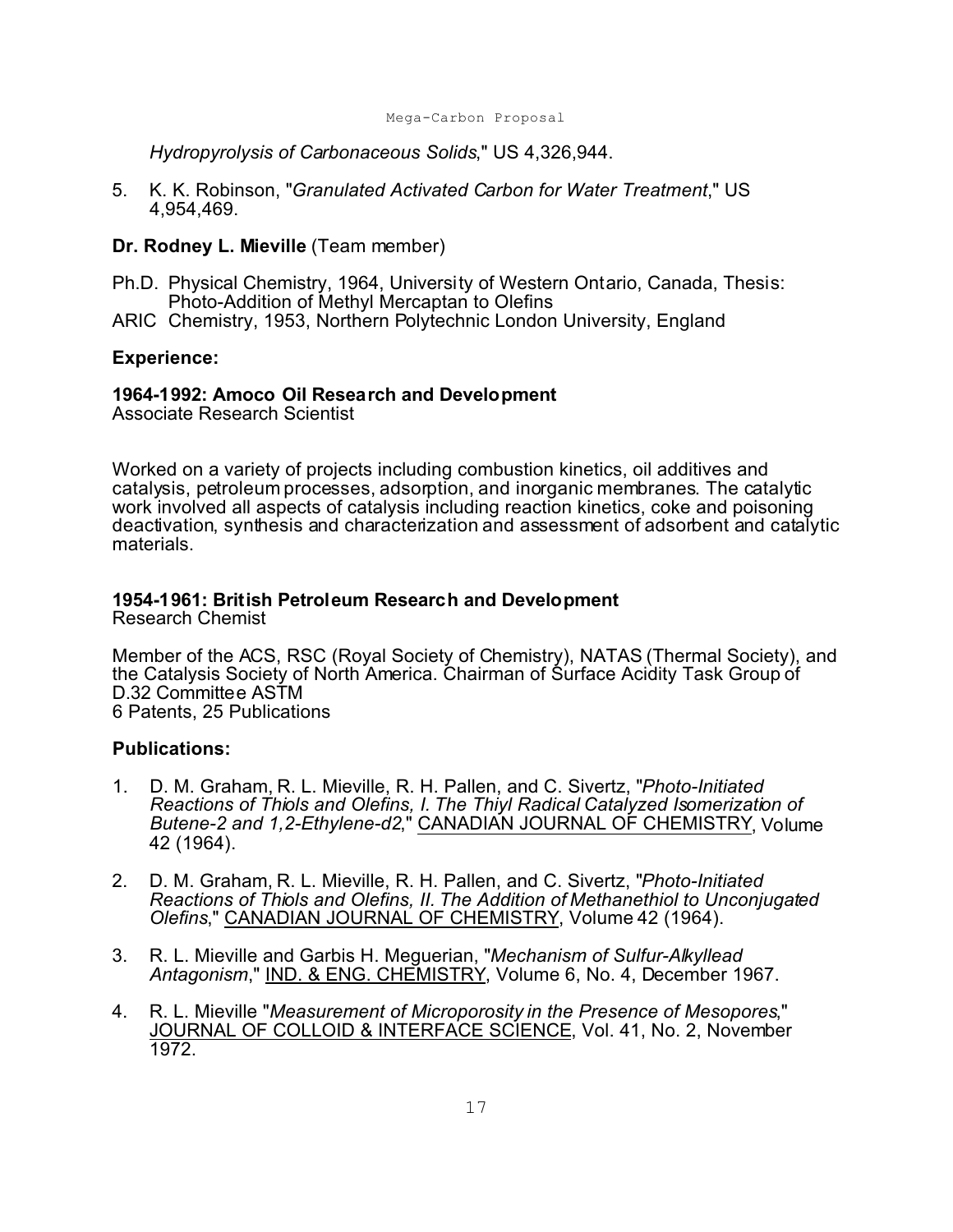*Hydropyrolysis of Carbonaceous Solids*," US 4,326,944.

5. K. K. Robinson, "*Granulated Activated Carbon for Water Treatment*," US 4,954,469.

**Dr. Rodney L. Mieville** (Team member)

Ph.D. Physical Chemistry, 1964, University of Western Ontario, Canada, Thesis: Photo-Addition of Methyl Mercaptan to Olefins
ARIC Chemistry, 1953, Northern Polytechnic London University, England

**Experience:**

**1964-1992: Amoco Oil Research and Development**
Associate Research Scientist

Worked on a variety of projects including combustion kinetics, oil additives and catalysis, petroleum processes, adsorption, and inorganic membranes. The catalytic work involved all aspects of catalysis including reaction kinetics, coke and poisoning deactivation, synthesis and characterization and assessment of adsorbent and catalytic materials.

**1954-1961: British Petroleum Research and Development**
Research Chemist

Member of the ACS, RSC (Royal Society of Chemistry), NATAS (Thermal Society), and the Catalysis Society of North America. Chairman of Surface Acidity Task Group of D.32 Committee ASTM
6 Patents, 25 Publications

**Publications:**

1. D. M. Graham, R. L. Mieville, R. H. Pallen, and C. Sivertz, "*Photo-Initiated Reactions of Thiols and Olefins, I. The Thiyl Radical Catalyzed Isomerization of Butene-2 and 1,2-Ethylene-d2*," CANADIAN JOURNAL OF CHEMISTRY, Volume 42 (1964).

2. D. M. Graham, R. L. Mieville, R. H. Pallen, and C. Sivertz, "*Photo-Initiated Reactions of Thiols and Olefins, II. The Addition of Methanethiol to Unconjugated Olefins*," CANADIAN JOURNAL OF CHEMISTRY, Volume 42 (1964).

3. R. L. Mieville and Garbis H. Meguerian, "*Mechanism of Sulfur-Alkyllead Antagonism*," IND. & ENG. CHEMISTRY, Volume 6, No. 4, December 1967.

4. R. L. Mieville "*Measurement of Microporosity in the Presence of Mesopores*," JOURNAL OF COLLOID & INTERFACE SCIENCE, Vol. 41, No. 2, November 1972.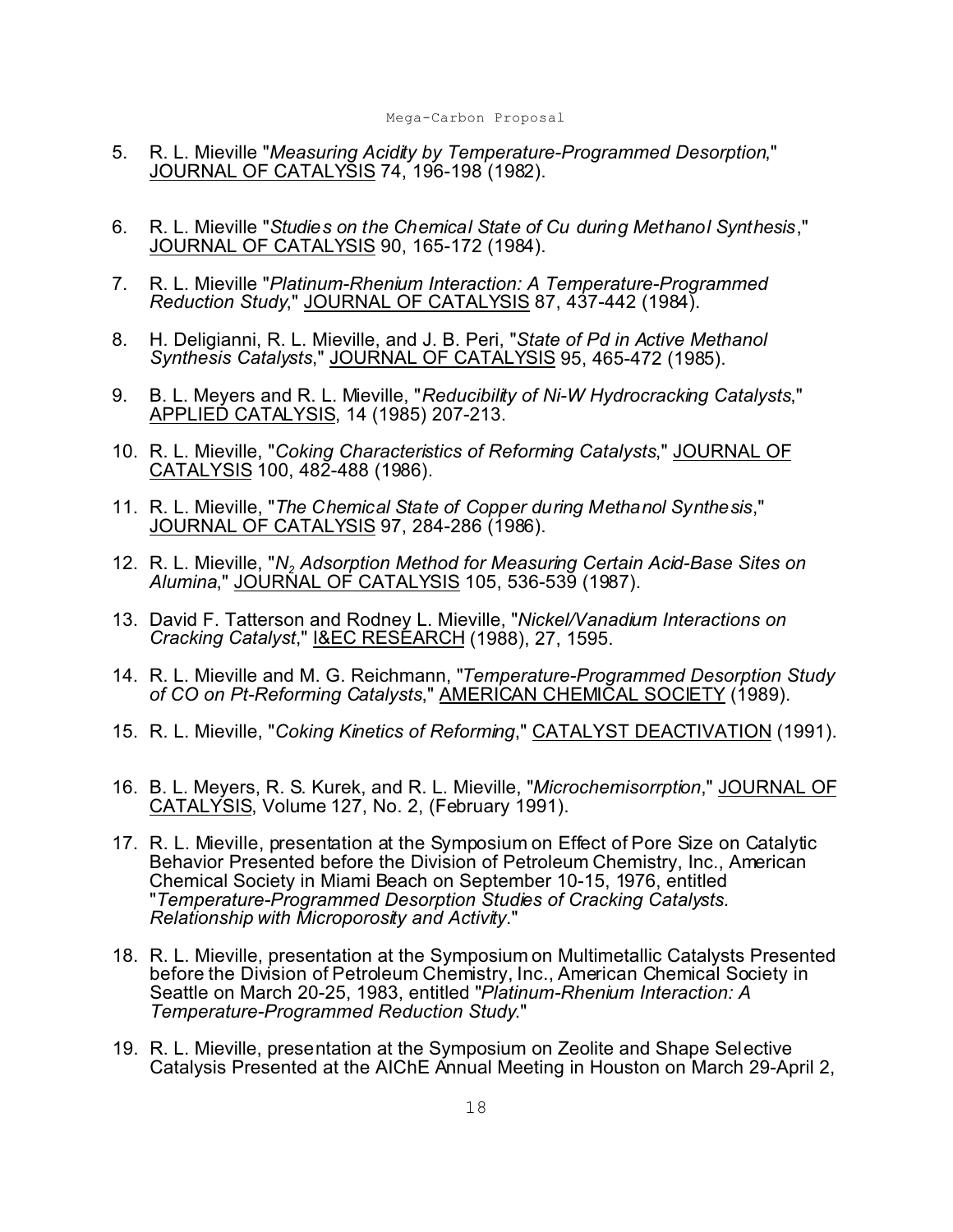5. R. L. Mieville "*Measuring Acidity by Temperature-Programmed Desorption*," <u>JOURNAL OF CATALYSIS</u> 74, 196-198 (1982).

6. R. L. Mieville "*Studies on the Chemical State of Cu during Methanol Synthesis*," <u>JOURNAL OF CATALYSIS</u> 90, 165-172 (1984).

7. R. L. Mieville "*Platinum-Rhenium Interaction: A Temperature-Programmed Reduction Study*," <u>JOURNAL OF CATALYSIS</u> 87, 437-442 (1984).

8. H. Deligianni, R. L. Mieville, and J. B. Peri, "*State of Pd in Active Methanol Synthesis Catalysts*," <u>JOURNAL OF CATALYSIS</u> 95, 465-472 (1985).

9. B. L. Meyers and R. L. Mieville, "*Reducibility of Ni-W Hydrocracking Catalysts*," <u>APPLIED CATALYSIS</u>, 14 (1985) 207-213.

10. R. L. Mieville, "*Coking Characteristics of Reforming Catalysts*," <u>JOURNAL OF CATALYSIS</u> 100, 482-488 (1986).

11. R. L. Mieville, "*The Chemical State of Copper during Methanol Synthesis*," <u>JOURNAL OF CATALYSIS</u> 97, 284-286 (1986).

12. R. L. Mieville, "*$N_2$ Adsorption Method for Measuring Certain Acid-Base Sites on Alumina*," <u>JOURNAL OF CATALYSIS</u> 105, 536-539 (1987).

13. David F. Tatterson and Rodney L. Mieville, "*Nickel/Vanadium Interactions on Cracking Catalyst*," <u>I&EC RESEARCH</u> (1988), 27, 1595.

14. R. L. Mieville and M. G. Reichmann, "*Temperature-Programmed Desorption Study of CO on Pt-Reforming Catalysts*," <u>AMERICAN CHEMICAL SOCIETY</u> (1989).

15. R. L. Mieville, "*Coking Kinetics of Reforming*," <u>CATALYST DEACTIVATION</u> (1991).

16. B. L. Meyers, R. S. Kurek, and R. L. Mieville, "*Microchemisorrption*," <u>JOURNAL OF CATALYSIS</u>, Volume 127, No. 2, (February 1991).

17. R. L. Mieville, presentation at the Symposium on Effect of Pore Size on Catalytic Behavior Presented before the Division of Petroleum Chemistry, Inc., American Chemical Society in Miami Beach on September 10-15, 1976, entitled "*Temperature-Programmed Desorption Studies of Cracking Catalysts. Relationship with Microporosity and Activity*."

18. R. L. Mieville, presentation at the Symposium on Multimetallic Catalysts Presented before the Division of Petroleum Chemistry, Inc., American Chemical Society in Seattle on March 20-25, 1983, entitled "*Platinum-Rhenium Interaction: A Temperature-Programmed Reduction Study*."

19. R. L. Mieville, presentation at the Symposium on Zeolite and Shape Selective Catalysis Presented at the AIChE Annual Meeting in Houston on March 29-April 2,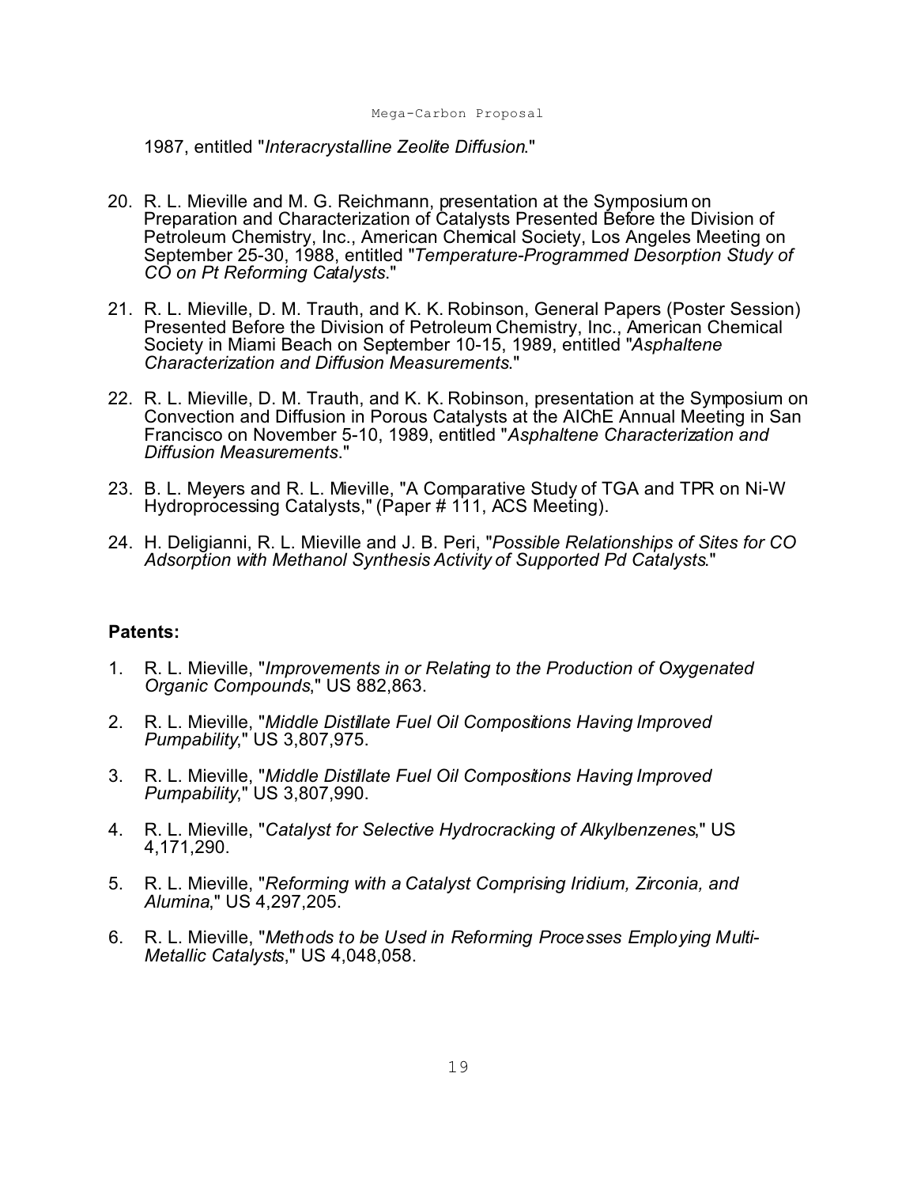1987, entitled "*Interacrystalline Zeolite Diffusion*."

20. R. L. Mieville and M. G. Reichmann, presentation at the Symposium on Preparation and Characterization of Catalysts Presented Before the Division of Petroleum Chemistry, Inc., American Chemical Society, Los Angeles Meeting on September 25-30, 1988, entitled "*Temperature-Programmed Desorption Study of CO on Pt Reforming Catalysts*."

21. R. L. Mieville, D. M. Trauth, and K. K. Robinson, General Papers (Poster Session) Presented Before the Division of Petroleum Chemistry, Inc., American Chemical Society in Miami Beach on September 10-15, 1989, entitled "*Asphaltene Characterization and Diffusion Measurements*."

22. R. L. Mieville, D. M. Trauth, and K. K. Robinson, presentation at the Symposium on Convection and Diffusion in Porous Catalysts at the AIChE Annual Meeting in San Francisco on November 5-10, 1989, entitled "*Asphaltene Characterization and Diffusion Measurements*."

23. B. L. Meyers and R. L. Mieville, "A Comparative Study of TGA and TPR on Ni-W Hydroprocessing Catalysts," (Paper # 111, ACS Meeting).

24. H. Deligianni, R. L. Mieville and J. B. Peri, "*Possible Relationships of Sites for CO Adsorption with Methanol Synthesis Activity of Supported Pd Catalysts*."

**Patents:**

1. R. L. Mieville, "*Improvements in or Relating to the Production of Oxygenated Organic Compounds*," US 882,863.

2. R. L. Mieville, "*Middle Distillate Fuel Oil Compositions Having Improved Pumpability*," US 3,807,975.

3. R. L. Mieville, "*Middle Distillate Fuel Oil Compositions Having Improved Pumpability*," US 3,807,990.

4. R. L. Mieville, "*Catalyst for Selective Hydrocracking of Alkylbenzenes*," US 4,171,290.

5. R. L. Mieville, "*Reforming with a Catalyst Comprising Iridium, Zirconia, and Alumina*," US 4,297,205.

6. R. L. Mieville, "*Methods to be Used in Reforming Processes Employing Multi-Metallic Catalysts*," US 4,048,058.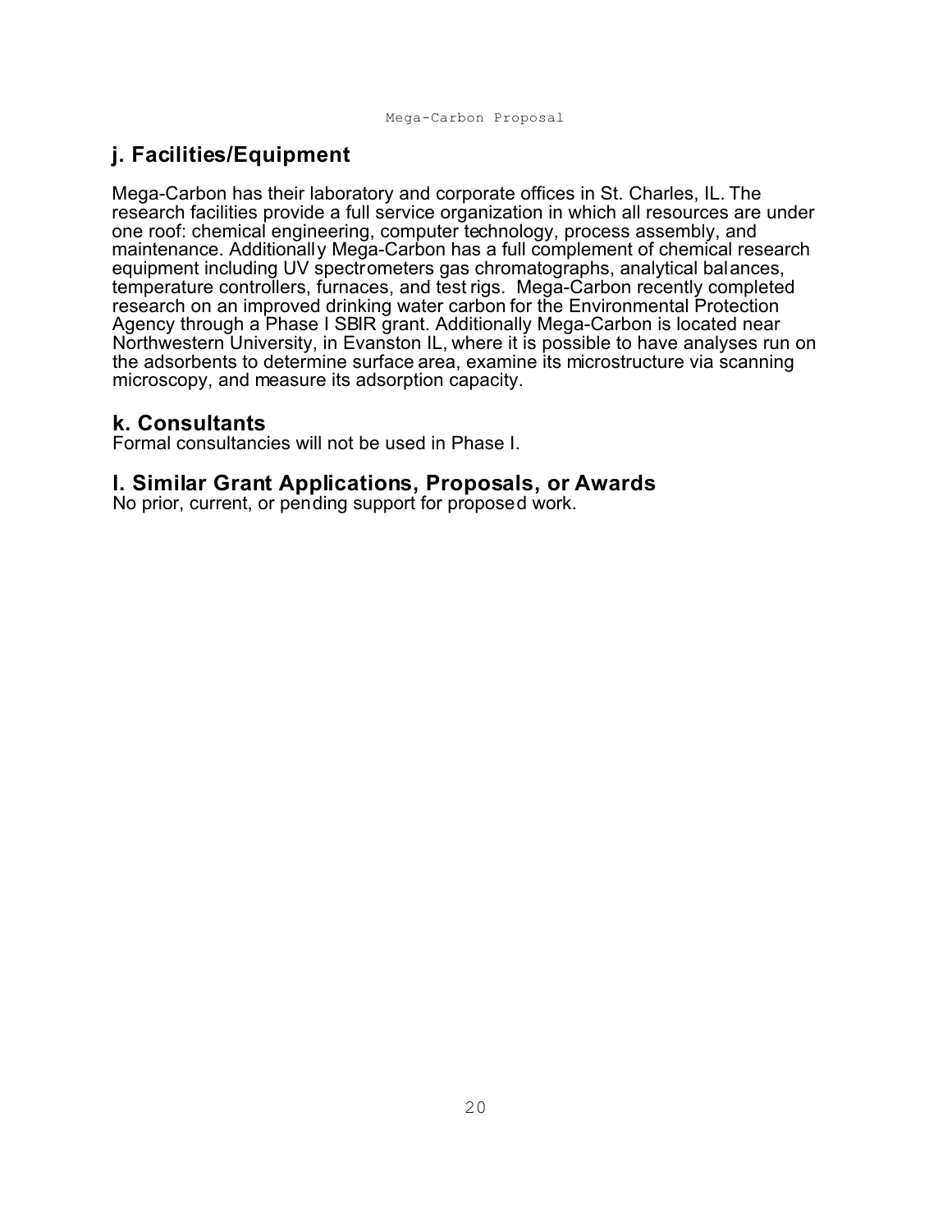## j. Facilities/Equipment

Mega-Carbon has their laboratory and corporate offices in St. Charles, IL. The research facilities provide a full service organization in which all resources are under one roof: chemical engineering, computer technology, process assembly, and maintenance. Additionally Mega-Carbon has a full complement of chemical research equipment including UV spectrometers gas chromatographs, analytical balances, temperature controllers, furnaces, and test rigs. Mega-Carbon recently completed research on an improved drinking water carbon for the Environmental Protection Agency through a Phase I SBIR grant. Additionally Mega-Carbon is located near Northwestern University, in Evanston IL, where it is possible to have analyses run on the adsorbents to determine surface area, examine its microstructure via scanning microscopy, and measure its adsorption capacity.

## k. Consultants

Formal consultancies will not be used in Phase I.

## l. Similar Grant Applications, Proposals, or Awards

No prior, current, or pending support for proposed work.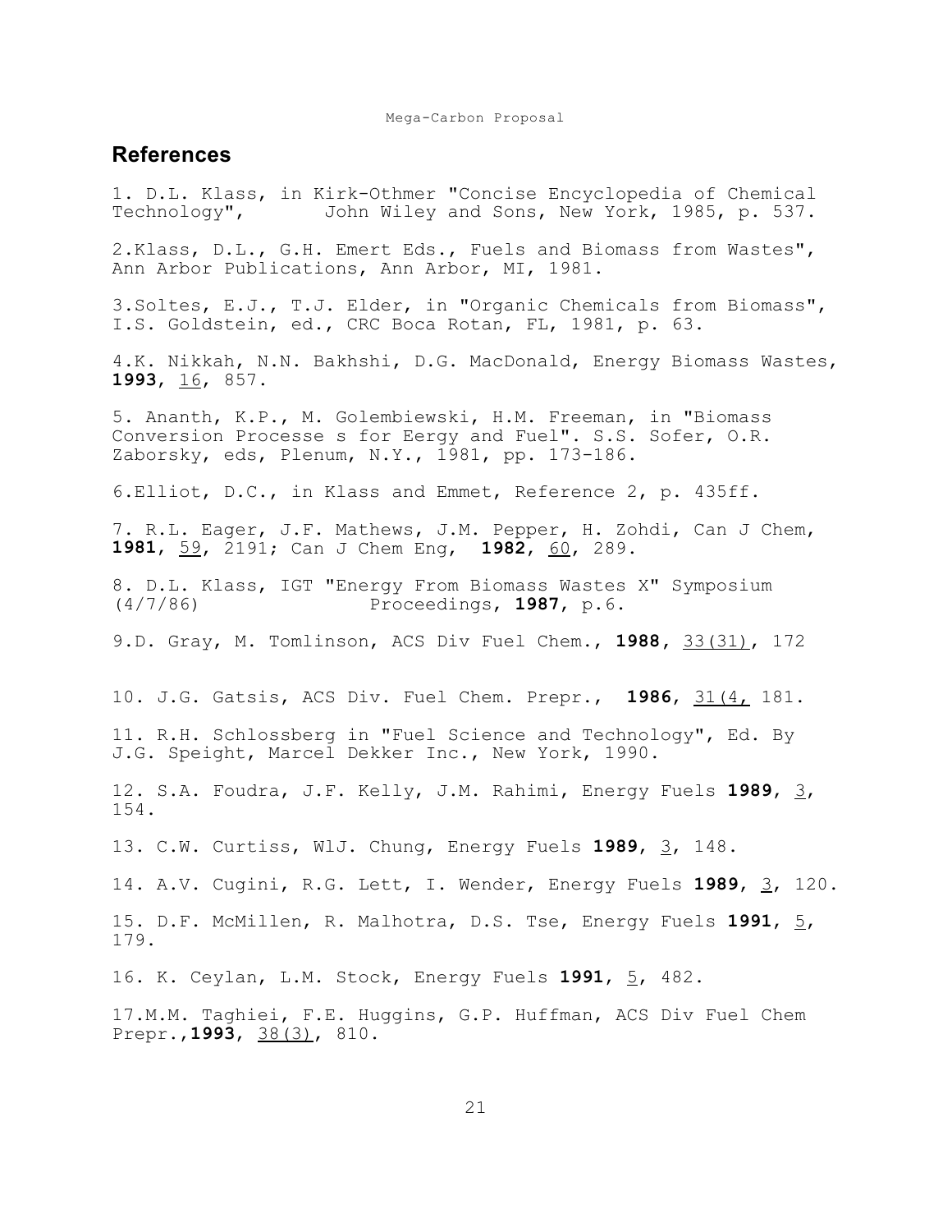## References

1. D.L. Klass, in Kirk-Othmer "Concise Encyclopedia of Chemical Technology", John Wiley and Sons, New York, 1985, p. 537.

2.Klass, D.L., G.H. Emert Eds., Fuels and Biomass from Wastes", Ann Arbor Publications, Ann Arbor, MI, 1981.

3.Soltes, E.J., T.J. Elder, in "Organic Chemicals from Biomass", I.S. Goldstein, ed., CRC Boca Rotan, FL, 1981, p. 63.

4.K. Nikkah, N.N. Bakhshi, D.G. MacDonald, Energy Biomass Wastes, **1993**, <u>16</u>, 857.

5. Ananth, K.P., M. Golembiewski, H.M. Freeman, in "Biomass Conversion Processe s for Eergy and Fuel". S.S. Sofer, O.R. Zaborsky, eds, Plenum, N.Y., 1981, pp. 173-186.

6.Elliot, D.C., in Klass and Emmet, Reference 2, p. 435ff.

7. R.L. Eager, J.F. Mathews, J.M. Pepper, H. Zohdi, Can J Chem, **1981**, <u>59</u>, 2191; Can J Chem Eng, **1982**, <u>60</u>, 289.

8. D.L. Klass, IGT "Energy From Biomass Wastes X" Symposium (4/7/86) Proceedings, **1987**, p.6.

9.D. Gray, M. Tomlinson, ACS Div Fuel Chem., **1988**, <u>33(31)</u>, 172

10. J.G. Gatsis, ACS Div. Fuel Chem. Prepr., **1986**, <u>31(4,</u> 181.

11. R.H. Schlossberg in "Fuel Science and Technology", Ed. By J.G. Speight, Marcel Dekker Inc., New York, 1990.

12. S.A. Foudra, J.F. Kelly, J.M. Rahimi, Energy Fuels **1989**, <u>3</u>, 154.

13. C.W. Curtiss, WlJ. Chung, Energy Fuels **1989**, <u>3</u>, 148.

14. A.V. Cugini, R.G. Lett, I. Wender, Energy Fuels **1989**, <u>3</u>, 120.

15. D.F. McMillen, R. Malhotra, D.S. Tse, Energy Fuels **1991**, <u>5</u>, 179.

16. K. Ceylan, L.M. Stock, Energy Fuels **1991**, <u>5</u>, 482.

17.M.M. Taghiei, F.E. Huggins, G.P. Huffman, ACS Div Fuel Chem Prepr.,**1993**, <u>38(3)</u>, 810.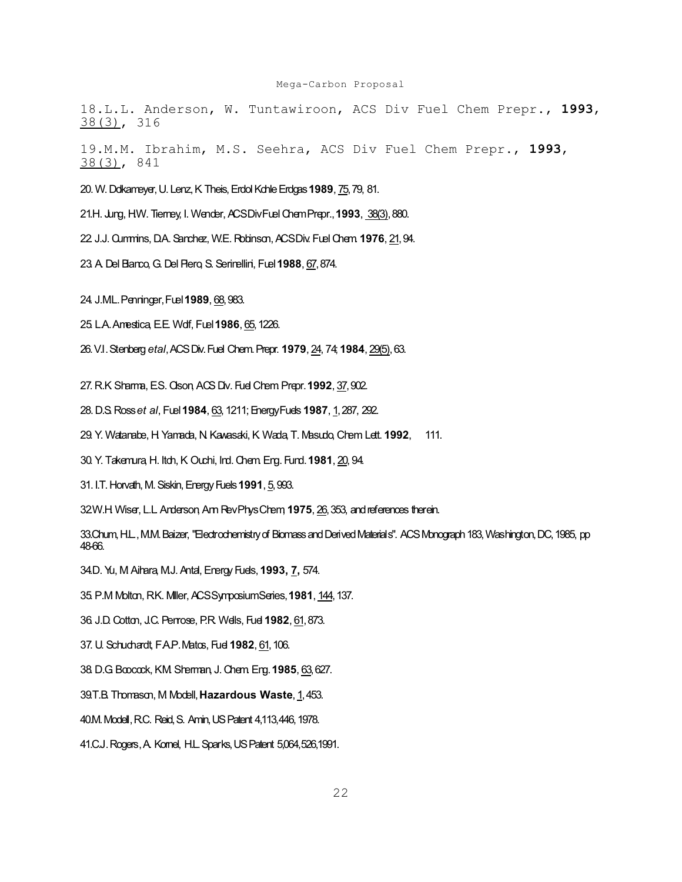18.L.L. Anderson, W. Tuntawiroon, ACS Div Fuel Chem Prepr., **1993**, 38(3), 316

19.M.M. Ibrahim, M.S. Seehra, ACS Div Fuel Chem Prepr., **1993**, 38(3), 841

20. W. Dolkameyer, U. Lenz, K. Theis, Erdol Kohle Erdgas **1989**, 75, 79, 81.

21.H. Jung, H.W. Tierney, I. Wender, ACS Div Fuel Chem Prepr., **1993**, 38(3), 880.

22. J.J. Cummins, D.A. Sanchez, W.E. Robinson, ACS Div. Fuel Chem. **1976**, 21, 94.

23. A. Del Bianco, G. Del Piero, S. Serinelliri, Fuel **1988**, 67, 874.

24. J.M.L. Penninger, Fuel **1989**, 68, 983.

25. L.A. Amestica, E.E. Wolf, Fuel **1986**, 65, 1226.

26. V.I. Stenberg *et al*, ACS Div. Fuel Chem. Prepr. **1979**, 24, 74; **1984**, 29(5), 63.

27. R.K. Sharma, E.S. Olson, ACS Div. Fuel Chem. Prepr. **1992**, 37, 902.

28. D.S. Ross *et al*, Fuel **1984**, 63, 1211; Energy Fuels **1987**, 1, 287, 292.

29. Y. Watanabe, H. Yamada, N. Kawasaki, K. Wada, T. Masudo, Chem. Lett. **1992**, 111.

30. Y. Takemura, H. Itoh, K. Ouchi, Ind. Chem. Eng. Fund. **1981**, 20, 94.

31. I.T. Horvath, M. Siskin, Energy Fuels **1991**, 5, 993.

32.W.H. Wiser, L.L. Anderson, Ann Rev Phys Chem, **1975**, 26, 353, and references therein.

33.Chum, H.L., M.M. Baizer, "Electrochemistry of Biomass and Derived Materials". ACS Monograph 183, Washington, DC, 1985, pp 48-66.

34.D. Yu, M. Aihara, M.J. Antal, Energy Fuels, **1993, 7,** 574.

35. P.M. Molton, R.K. Miller, ACS Symposium Series, **1981**, 144, 137.

36. J.D. Cotton, J.C. Penrose, P.R. Wells, Fuel **1982**, 61, 873.

37. U. Schuchardt, F.A.P. Matos, Fuel **1982**, 61, 106.

38. D.G. Boocock, K.M. Sherman, J. Chem. Eng. **1985**, 63, 627.

39.T.B. Thomason, M. Modell, **Hazardous Waste**, 1, 453.

40.M. Modell, R.C. Reid, S. Amin, US Patent 4,113,446, 1978.

41.C.J. Rogers, A. Kornel, H.L. Sparks, US Patent 5,064,526,1991.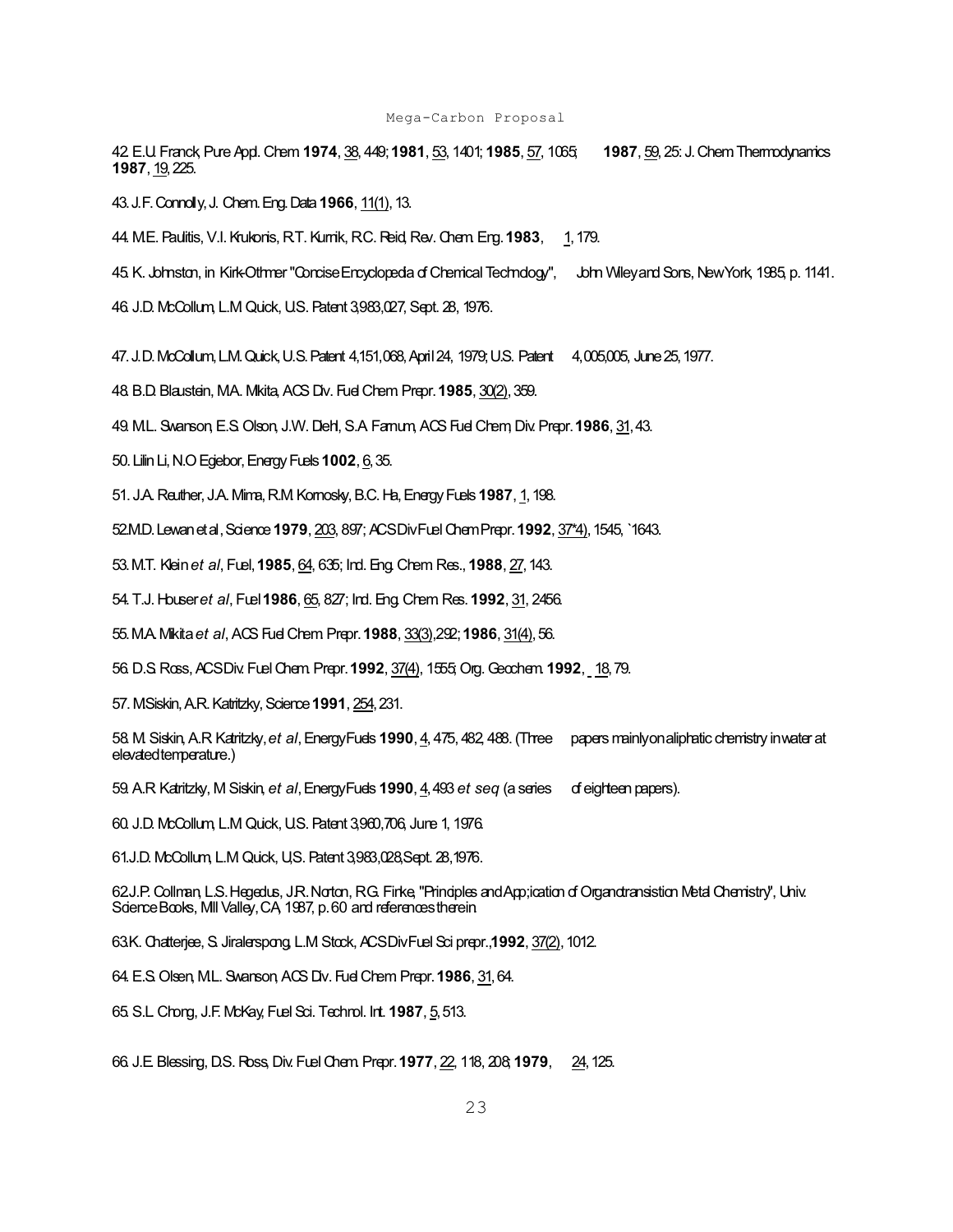42. E.U. Franck, Pure Appl. Chem **1974**, 38, 449; **1981**, 53, 1401; **1985**, 57, 1065; **1987**, 59, 25: J. Chem Thermodynamics **1987**, 19, 225.

43. J.F. Connolly, J. Chem. Eng. Data **1966**, 11(1), 13.

44. M.E. Paulitis, V.I. Krukonis, R.T. Kurnik, R.C. Reid, Rev. Chem. Eng. **1983**, 1, 179.

45. K. Johnston, in Kirk-Othmer "Concise Encyclopedia of Chemical Technology", John Wiley and Sons, New York, 1985, p. 1141.

46. J.D. McCollum, L.M Quick, U.S. Patent 3,983,027, Sept. 28, 1976.

47. J.D. McCollum, L.M. Quick, U.S. Patent 4,151,068, April 24, 1979; U.S. Patent 4,005,005, June 25, 1977.

48. B.D. Blaustein, M.A. Mkita, ACS Div. Fuel Chem. Prepr. **1985**, 30(2), 359.

49. M.L. Swanson, E.S. Olson, J.W. Diehl, S.A. Farnum, ACS Fuel Chem, Div. Prepr. **1986**, 31, 43.

50. Lilin Li, N.O Egiebor, Energy Fuels **1002**, 6, 35.

51. J.A. Reuther, J.A. Mima, R.M. Kornosky, B.C. Ha, Energy Fuels **1987**, 1, 198.

52. M.D. Lewan et al, Science **1979**, 203, 897; ACS Div Fuel Chem Prepr. **1992**, 37*4), 1545, `1643.

53. M.T. Klein *et al*, Fuel, **1985**, 64, 635; Ind. Eng. Chem. Res., **1988**, 27, 143.

54. T.J. Houser *et al*, Fuel **1986**, 65, 827; Ind. Eng. Chem. Res. **1992**, 31, 2456.

55. M.A. Mkita *et al*, ACS Fuel Chem. Prepr. **1988**, 33(3), 292; **1986**, 31(4), 56.

56. D.S. Ross, ACS Div. Fuel Chem. Prepr. **1992**, 37(4), 1555; Org. Geochem. **1992**, 18, 79.

57. M Siskin, A.R. Katritzky, Science **1991**, 254, 231.

58. M. Siskin, A.R Katritzky, *et al*, Energy Fuels **1990**, 4, 475, 482, 488. (Three papers mainly on aliphatic chemistry in water at elevated temperature.)

59. A.R Katritzky, M Siskin, *et al*, Energy Fuels **1990**, 4, 493 *et seq* (a series of eighteen papers).

60. J.D. McCollum, L.M Quick, U.S. Patent 3,960,706, June 1, 1976.

61. J.D. McCollum, L.M Quick, U.S. Patent 3,983,028, Sept. 28, 1976.

62. J.P. Collman, L.S. Hegedus, J.R. Norton, R.G. Firke, "Principles and App;ication of Organotransistion Metal Chemistry", Univ. Science Books, Mill Valley, CA, 1987, p. 60 and references therein.

63. K. Chatterjee, S. Jiralerspong, L.M Stock, ACS Div Fuel Sci prepr., **1992**, 37(2), 1012.

64. E.S. Olsen, M.L. Swanson, ACS Div. Fuel Chem Prepr. **1986**, 31, 64.

65. S.L. Chong, J.F. McKay, Fuel Sci. Technol. Int. **1987**, 5, 513.

66. J.E. Blessing, D.S. Ross, Div. Fuel Chem. Prepr. **1977**, 22, 118, 208; **1979**, 24, 125.